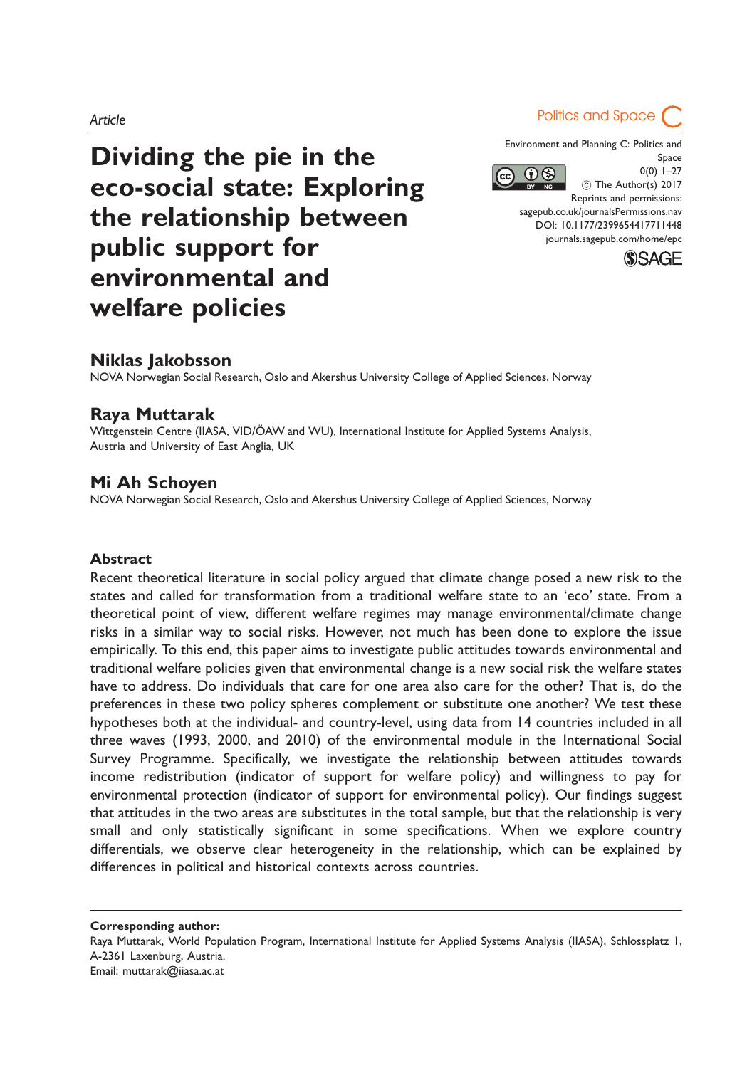Article

# Dividing the pie in the eco-social state: Exploring the relationship between public support for environmental and welfare policies

Environment and Planning C: Politics and Space
0(0) 1–27
© The Author(s) 2017
Reprints and permissions: sagepub.co.uk/journalsPermissions.nav
DOI: 10.1177/2399654417711448
journals.sagepub.com/home/epc

**Niklas Jakobsson**
NOVA Norwegian Social Research, Oslo and Akershus University College of Applied Sciences, Norway

**Raya Muttarak**
Wittgenstein Centre (IIASA, VID/ÖAW and WU), International Institute for Applied Systems Analysis, Austria and University of East Anglia, UK

**Mi Ah Schoyen**
NOVA Norwegian Social Research, Oslo and Akershus University College of Applied Sciences, Norway

## Abstract

Recent theoretical literature in social policy argued that climate change posed a new risk to the states and called for transformation from a traditional welfare state to an 'eco' state. From a theoretical point of view, different welfare regimes may manage environmental/climate change risks in a similar way to social risks. However, not much has been done to explore the issue empirically. To this end, this paper aims to investigate public attitudes towards environmental and traditional welfare policies given that environmental change is a new social risk the welfare states have to address. Do individuals that care for one area also care for the other? That is, do the preferences in these two policy spheres complement or substitute one another? We test these hypotheses both at the individual- and country-level, using data from 14 countries included in all three waves (1993, 2000, and 2010) of the environmental module in the International Social Survey Programme. Specifically, we investigate the relationship between attitudes towards income redistribution (indicator of support for welfare policy) and willingness to pay for environmental protection (indicator of support for environmental policy). Our findings suggest that attitudes in the two areas are substitutes in the total sample, but that the relationship is very small and only statistically significant in some specifications. When we explore country differentials, we observe clear heterogeneity in the relationship, which can be explained by differences in political and historical contexts across countries.

**Corresponding author:**
Raya Muttarak, World Population Program, International Institute for Applied Systems Analysis (IIASA), Schlossplatz 1, A-2361 Laxenburg, Austria.
Email: muttarak@iiasa.ac.at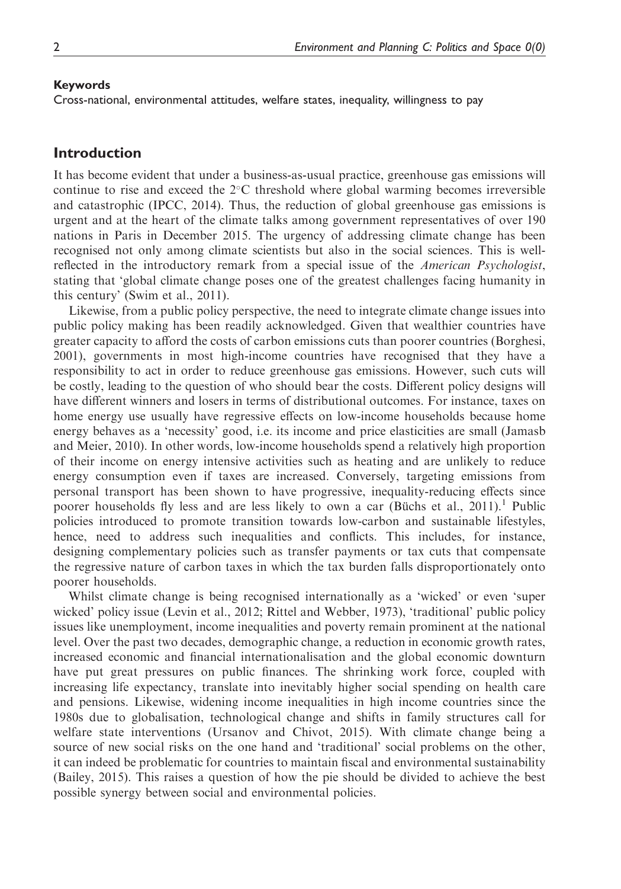**Keywords**

Cross-national, environmental attitudes, welfare states, inequality, willingness to pay

## Introduction

It has become evident that under a business-as-usual practice, greenhouse gas emissions will continue to rise and exceed the 2°C threshold where global warming becomes irreversible and catastrophic (IPCC, 2014). Thus, the reduction of global greenhouse gas emissions is urgent and at the heart of the climate talks among government representatives of over 190 nations in Paris in December 2015. The urgency of addressing climate change has been recognised not only among climate scientists but also in the social sciences. This is well-reflected in the introductory remark from a special issue of the *American Psychologist*, stating that 'global climate change poses one of the greatest challenges facing humanity in this century' (Swim et al., 2011).

Likewise, from a public policy perspective, the need to integrate climate change issues into public policy making has been readily acknowledged. Given that wealthier countries have greater capacity to afford the costs of carbon emissions cuts than poorer countries (Borghesi, 2001), governments in most high-income countries have recognised that they have a responsibility to act in order to reduce greenhouse gas emissions. However, such cuts will be costly, leading to the question of who should bear the costs. Different policy designs will have different winners and losers in terms of distributional outcomes. For instance, taxes on home energy use usually have regressive effects on low-income households because home energy behaves as a 'necessity' good, i.e. its income and price elasticities are small (Jamasb and Meier, 2010). In other words, low-income households spend a relatively high proportion of their income on energy intensive activities such as heating and are unlikely to reduce energy consumption even if taxes are increased. Conversely, targeting emissions from personal transport has been shown to have progressive, inequality-reducing effects since poorer households fly less and are less likely to own a car (Büchs et al., 2011).[1] Public policies introduced to promote transition towards low-carbon and sustainable lifestyles, hence, need to address such inequalities and conflicts. This includes, for instance, designing complementary policies such as transfer payments or tax cuts that compensate the regressive nature of carbon taxes in which the tax burden falls disproportionately onto poorer households.

Whilst climate change is being recognised internationally as a 'wicked' or even 'super wicked' policy issue (Levin et al., 2012; Rittel and Webber, 1973), 'traditional' public policy issues like unemployment, income inequalities and poverty remain prominent at the national level. Over the past two decades, demographic change, a reduction in economic growth rates, increased economic and financial internationalisation and the global economic downturn have put great pressures on public finances. The shrinking work force, coupled with increasing life expectancy, translate into inevitably higher social spending on health care and pensions. Likewise, widening income inequalities in high income countries since the 1980s due to globalisation, technological change and shifts in family structures call for welfare state interventions (Ursanov and Chivot, 2015). With climate change being a source of new social risks on the one hand and 'traditional' social problems on the other, it can indeed be problematic for countries to maintain fiscal and environmental sustainability (Bailey, 2015). This raises a question of how the pie should be divided to achieve the best possible synergy between social and environmental policies.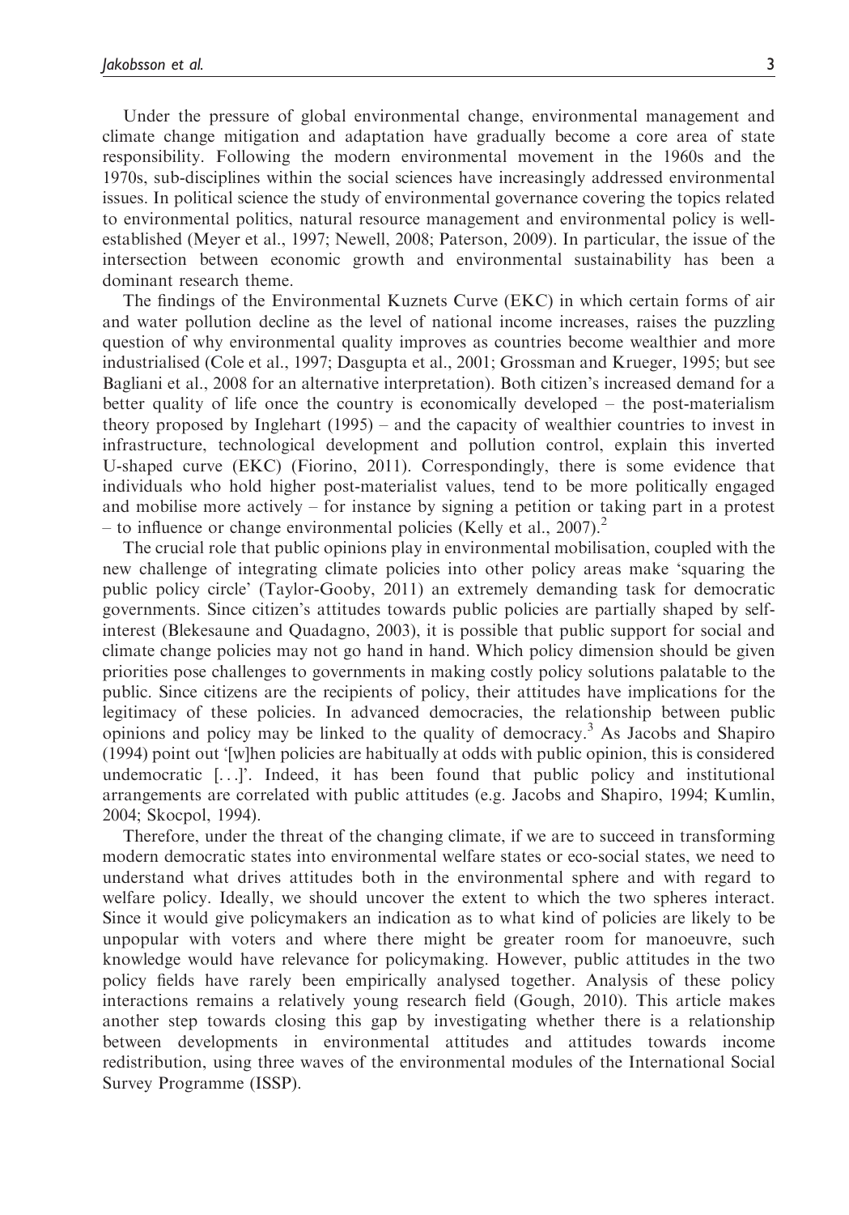Under the pressure of global environmental change, environmental management and climate change mitigation and adaptation have gradually become a core area of state responsibility. Following the modern environmental movement in the 1960s and the 1970s, sub-disciplines within the social sciences have increasingly addressed environmental issues. In political science the study of environmental governance covering the topics related to environmental politics, natural resource management and environmental policy is well-established (Meyer et al., 1997; Newell, 2008; Paterson, 2009). In particular, the issue of the intersection between economic growth and environmental sustainability has been a dominant research theme.

The findings of the Environmental Kuznets Curve (EKC) in which certain forms of air and water pollution decline as the level of national income increases, raises the puzzling question of why environmental quality improves as countries become wealthier and more industrialised (Cole et al., 1997; Dasgupta et al., 2001; Grossman and Krueger, 1995; but see Bagliani et al., 2008 for an alternative interpretation). Both citizen's increased demand for a better quality of life once the country is economically developed – the post-materialism theory proposed by Inglehart (1995) – and the capacity of wealthier countries to invest in infrastructure, technological development and pollution control, explain this inverted U-shaped curve (EKC) (Fiorino, 2011). Correspondingly, there is some evidence that individuals who hold higher post-materialist values, tend to be more politically engaged and mobilise more actively – for instance by signing a petition or taking part in a protest – to influence or change environmental policies (Kelly et al., 2007).[2]

The crucial role that public opinions play in environmental mobilisation, coupled with the new challenge of integrating climate policies into other policy areas make 'squaring the public policy circle' (Taylor-Gooby, 2011) an extremely demanding task for democratic governments. Since citizen's attitudes towards public policies are partially shaped by self-interest (Blekesaune and Quadagno, 2003), it is possible that public support for social and climate change policies may not go hand in hand. Which policy dimension should be given priorities pose challenges to governments in making costly policy solutions palatable to the public. Since citizens are the recipients of policy, their attitudes have implications for the legitimacy of these policies. In advanced democracies, the relationship between public opinions and policy may be linked to the quality of democracy.[3] As Jacobs and Shapiro (1994) point out '[w]hen policies are habitually at odds with public opinion, this is considered undemocratic [...]'. Indeed, it has been found that public policy and institutional arrangements are correlated with public attitudes (e.g. Jacobs and Shapiro, 1994; Kumlin, 2004; Skocpol, 1994).

Therefore, under the threat of the changing climate, if we are to succeed in transforming modern democratic states into environmental welfare states or eco-social states, we need to understand what drives attitudes both in the environmental sphere and with regard to welfare policy. Ideally, we should uncover the extent to which the two spheres interact. Since it would give policymakers an indication as to what kind of policies are likely to be unpopular with voters and where there might be greater room for manoeuvre, such knowledge would have relevance for policymaking. However, public attitudes in the two policy fields have rarely been empirically analysed together. Analysis of these policy interactions remains a relatively young research field (Gough, 2010). This article makes another step towards closing this gap by investigating whether there is a relationship between developments in environmental attitudes and attitudes towards income redistribution, using three waves of the environmental modules of the International Social Survey Programme (ISSP).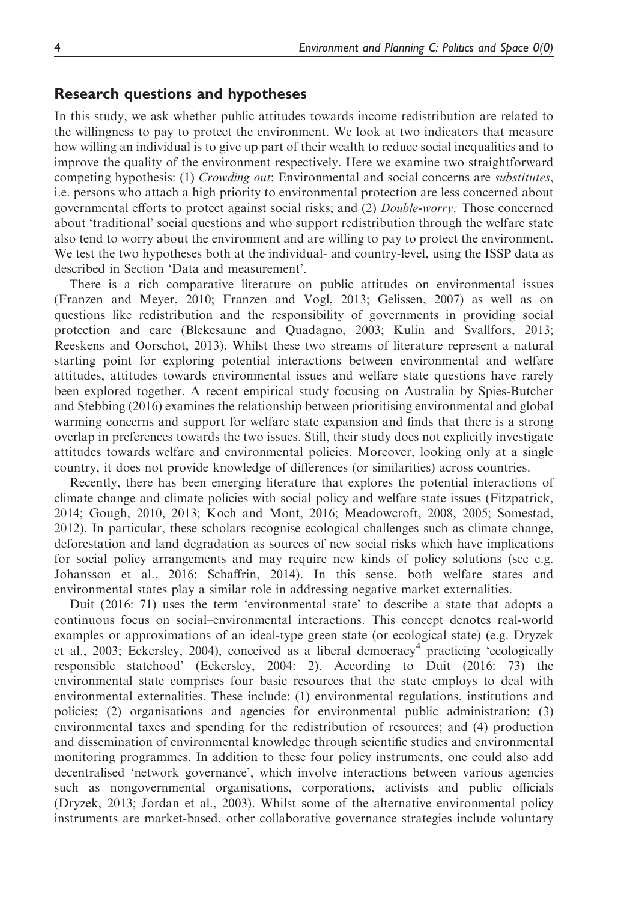## Research questions and hypotheses

In this study, we ask whether public attitudes towards income redistribution are related to the willingness to pay to protect the environment. We look at two indicators that measure how willing an individual is to give up part of their wealth to reduce social inequalities and to improve the quality of the environment respectively. Here we examine two straightforward competing hypothesis: (1) *Crowding out*: Environmental and social concerns are *substitutes*, i.e. persons who attach a high priority to environmental protection are less concerned about governmental efforts to protect against social risks; and (2) *Double-worry:* Those concerned about 'traditional' social questions and who support redistribution through the welfare state also tend to worry about the environment and are willing to pay to protect the environment. We test the two hypotheses both at the individual- and country-level, using the ISSP data as described in Section 'Data and measurement'.

There is a rich comparative literature on public attitudes on environmental issues (Franzen and Meyer, 2010; Franzen and Vogl, 2013; Gelissen, 2007) as well as on questions like redistribution and the responsibility of governments in providing social protection and care (Blekesaune and Quadagno, 2003; Kulin and Svallfors, 2013; Reeskens and Oorschot, 2013). Whilst these two streams of literature represent a natural starting point for exploring potential interactions between environmental and welfare attitudes, attitudes towards environmental issues and welfare state questions have rarely been explored together. A recent empirical study focusing on Australia by Spies-Butcher and Stebbing (2016) examines the relationship between prioritising environmental and global warming concerns and support for welfare state expansion and finds that there is a strong overlap in preferences towards the two issues. Still, their study does not explicitly investigate attitudes towards welfare and environmental policies. Moreover, looking only at a single country, it does not provide knowledge of differences (or similarities) across countries.

Recently, there has been emerging literature that explores the potential interactions of climate change and climate policies with social policy and welfare state issues (Fitzpatrick, 2014; Gough, 2010, 2013; Koch and Mont, 2016; Meadowcroft, 2008, 2005; Somestad, 2012). In particular, these scholars recognise ecological challenges such as climate change, deforestation and land degradation as sources of new social risks which have implications for social policy arrangements and may require new kinds of policy solutions (see e.g. Johansson et al., 2016; Schaffrin, 2014). In this sense, both welfare states and environmental states play a similar role in addressing negative market externalities.

Duit (2016: 71) uses the term 'environmental state' to describe a state that adopts a continuous focus on social–environmental interactions. This concept denotes real-world examples or approximations of an ideal-type green state (or ecological state) (e.g. Dryzek et al., 2003; Eckersley, 2004), conceived as a liberal democracy[4] practicing 'ecologically responsible statehood' (Eckersley, 2004: 2). According to Duit (2016: 73) the environmental state comprises four basic resources that the state employs to deal with environmental externalities. These include: (1) environmental regulations, institutions and policies; (2) organisations and agencies for environmental public administration; (3) environmental taxes and spending for the redistribution of resources; and (4) production and dissemination of environmental knowledge through scientific studies and environmental monitoring programmes. In addition to these four policy instruments, one could also add decentralised 'network governance', which involve interactions between various agencies such as nongovernmental organisations, corporations, activists and public officials (Dryzek, 2013; Jordan et al., 2003). Whilst some of the alternative environmental policy instruments are market-based, other collaborative governance strategies include voluntary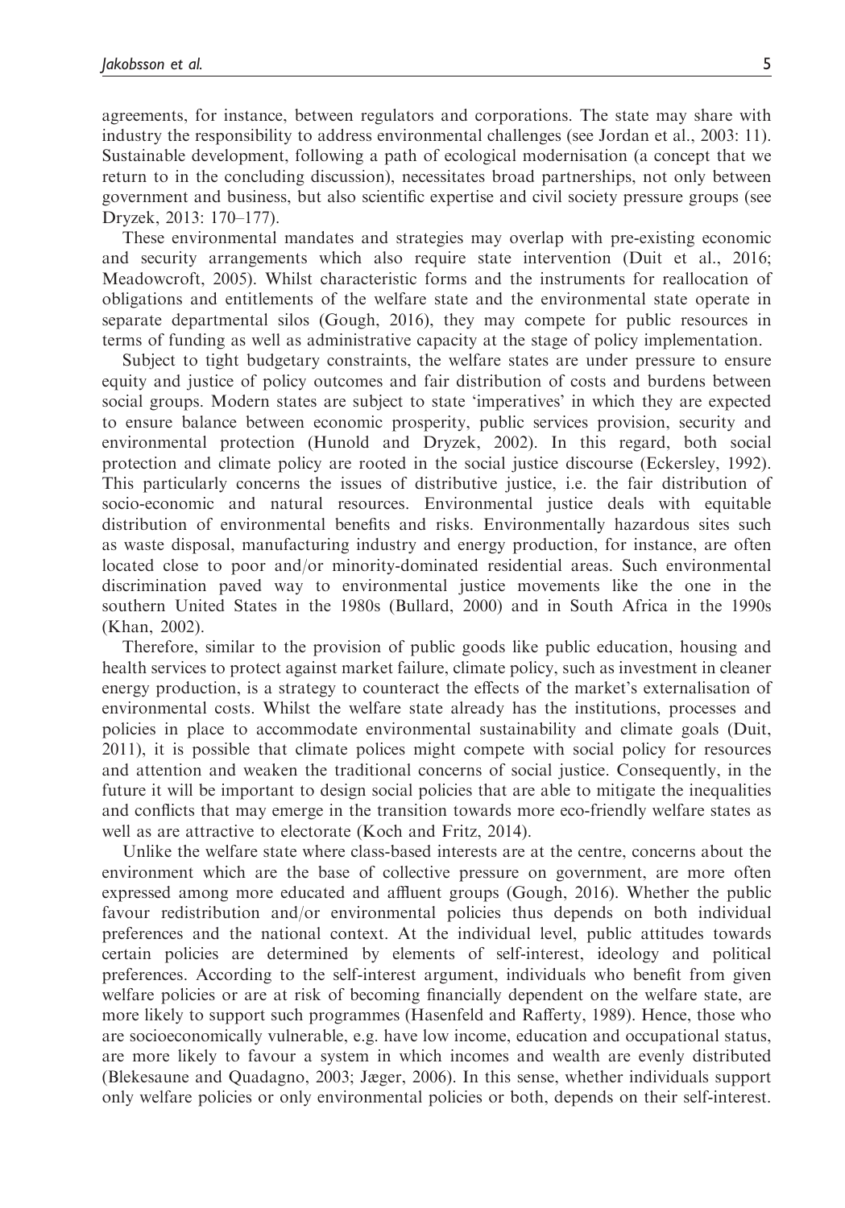agreements, for instance, between regulators and corporations. The state may share with industry the responsibility to address environmental challenges (see Jordan et al., 2003: 11). Sustainable development, following a path of ecological modernisation (a concept that we return to in the concluding discussion), necessitates broad partnerships, not only between government and business, but also scientific expertise and civil society pressure groups (see Dryzek, 2013: 170–177).

These environmental mandates and strategies may overlap with pre-existing economic and security arrangements which also require state intervention (Duit et al., 2016; Meadowcroft, 2005). Whilst characteristic forms and the instruments for reallocation of obligations and entitlements of the welfare state and the environmental state operate in separate departmental silos (Gough, 2016), they may compete for public resources in terms of funding as well as administrative capacity at the stage of policy implementation.

Subject to tight budgetary constraints, the welfare states are under pressure to ensure equity and justice of policy outcomes and fair distribution of costs and burdens between social groups. Modern states are subject to state 'imperatives' in which they are expected to ensure balance between economic prosperity, public services provision, security and environmental protection (Hunold and Dryzek, 2002). In this regard, both social protection and climate policy are rooted in the social justice discourse (Eckersley, 1992). This particularly concerns the issues of distributive justice, i.e. the fair distribution of socio-economic and natural resources. Environmental justice deals with equitable distribution of environmental benefits and risks. Environmentally hazardous sites such as waste disposal, manufacturing industry and energy production, for instance, are often located close to poor and/or minority-dominated residential areas. Such environmental discrimination paved way to environmental justice movements like the one in the southern United States in the 1980s (Bullard, 2000) and in South Africa in the 1990s (Khan, 2002).

Therefore, similar to the provision of public goods like public education, housing and health services to protect against market failure, climate policy, such as investment in cleaner energy production, is a strategy to counteract the effects of the market's externalisation of environmental costs. Whilst the welfare state already has the institutions, processes and policies in place to accommodate environmental sustainability and climate goals (Duit, 2011), it is possible that climate polices might compete with social policy for resources and attention and weaken the traditional concerns of social justice. Consequently, in the future it will be important to design social policies that are able to mitigate the inequalities and conflicts that may emerge in the transition towards more eco-friendly welfare states as well as are attractive to electorate (Koch and Fritz, 2014).

Unlike the welfare state where class-based interests are at the centre, concerns about the environment which are the base of collective pressure on government, are more often expressed among more educated and affluent groups (Gough, 2016). Whether the public favour redistribution and/or environmental policies thus depends on both individual preferences and the national context. At the individual level, public attitudes towards certain policies are determined by elements of self-interest, ideology and political preferences. According to the self-interest argument, individuals who benefit from given welfare policies or are at risk of becoming financially dependent on the welfare state, are more likely to support such programmes (Hasenfeld and Rafferty, 1989). Hence, those who are socioeconomically vulnerable, e.g. have low income, education and occupational status, are more likely to favour a system in which incomes and wealth are evenly distributed (Blekesaune and Quadagno, 2003; Jæger, 2006). In this sense, whether individuals support only welfare policies or only environmental policies or both, depends on their self-interest.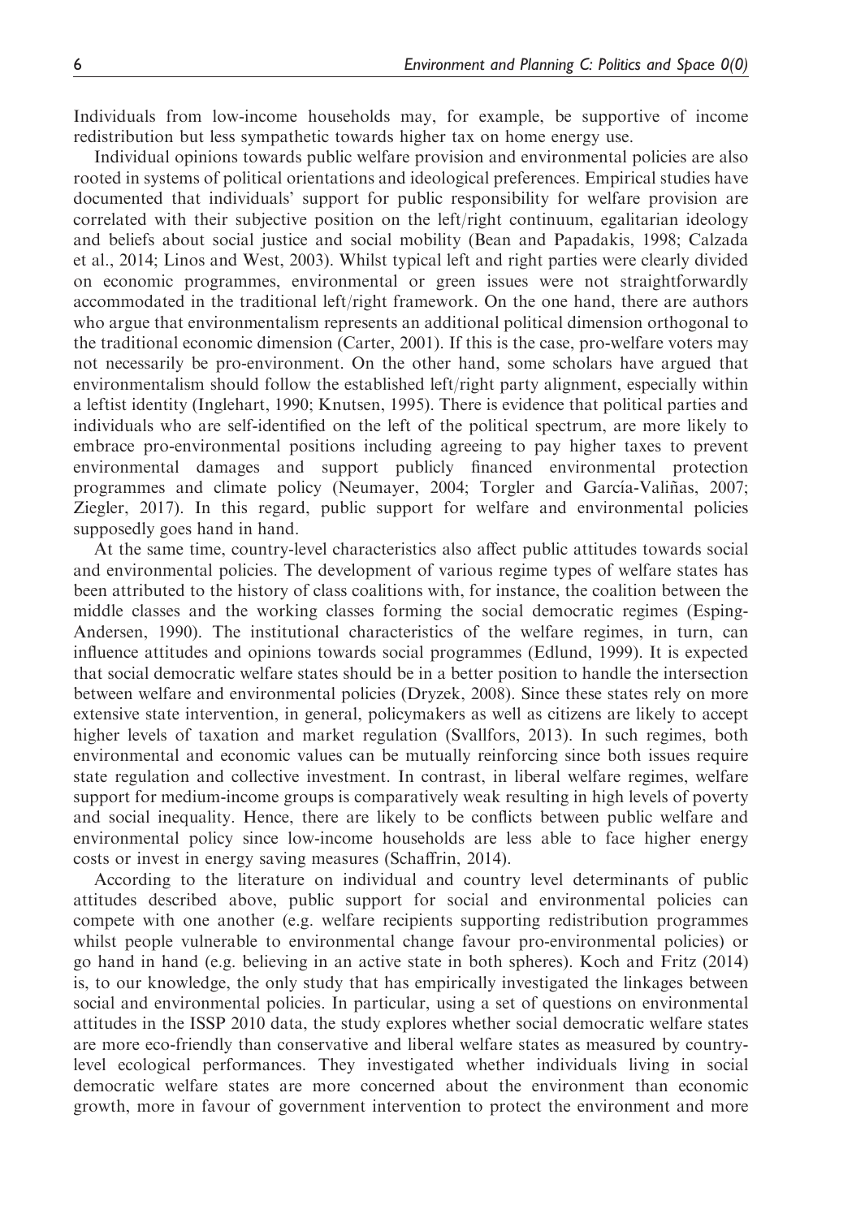Individuals from low-income households may, for example, be supportive of income redistribution but less sympathetic towards higher tax on home energy use.

Individual opinions towards public welfare provision and environmental policies are also rooted in systems of political orientations and ideological preferences. Empirical studies have documented that individuals' support for public responsibility for welfare provision are correlated with their subjective position on the left/right continuum, egalitarian ideology and beliefs about social justice and social mobility (Bean and Papadakis, 1998; Calzada et al., 2014; Linos and West, 2003). Whilst typical left and right parties were clearly divided on economic programmes, environmental or green issues were not straightforwardly accommodated in the traditional left/right framework. On the one hand, there are authors who argue that environmentalism represents an additional political dimension orthogonal to the traditional economic dimension (Carter, 2001). If this is the case, pro-welfare voters may not necessarily be pro-environment. On the other hand, some scholars have argued that environmentalism should follow the established left/right party alignment, especially within a leftist identity (Inglehart, 1990; Knutsen, 1995). There is evidence that political parties and individuals who are self-identified on the left of the political spectrum, are more likely to embrace pro-environmental positions including agreeing to pay higher taxes to prevent environmental damages and support publicly financed environmental protection programmes and climate policy (Neumayer, 2004; Torgler and García-Valiñas, 2007; Ziegler, 2017). In this regard, public support for welfare and environmental policies supposedly goes hand in hand.

At the same time, country-level characteristics also affect public attitudes towards social and environmental policies. The development of various regime types of welfare states has been attributed to the history of class coalitions with, for instance, the coalition between the middle classes and the working classes forming the social democratic regimes (Esping-Andersen, 1990). The institutional characteristics of the welfare regimes, in turn, can influence attitudes and opinions towards social programmes (Edlund, 1999). It is expected that social democratic welfare states should be in a better position to handle the intersection between welfare and environmental policies (Dryzek, 2008). Since these states rely on more extensive state intervention, in general, policymakers as well as citizens are likely to accept higher levels of taxation and market regulation (Svallfors, 2013). In such regimes, both environmental and economic values can be mutually reinforcing since both issues require state regulation and collective investment. In contrast, in liberal welfare regimes, welfare support for medium-income groups is comparatively weak resulting in high levels of poverty and social inequality. Hence, there are likely to be conflicts between public welfare and environmental policy since low-income households are less able to face higher energy costs or invest in energy saving measures (Schaffrin, 2014).

According to the literature on individual and country level determinants of public attitudes described above, public support for social and environmental policies can compete with one another (e.g. welfare recipients supporting redistribution programmes whilst people vulnerable to environmental change favour pro-environmental policies) or go hand in hand (e.g. believing in an active state in both spheres). Koch and Fritz (2014) is, to our knowledge, the only study that has empirically investigated the linkages between social and environmental policies. In particular, using a set of questions on environmental attitudes in the ISSP 2010 data, the study explores whether social democratic welfare states are more eco-friendly than conservative and liberal welfare states as measured by country-level ecological performances. They investigated whether individuals living in social democratic welfare states are more concerned about the environment than economic growth, more in favour of government intervention to protect the environment and more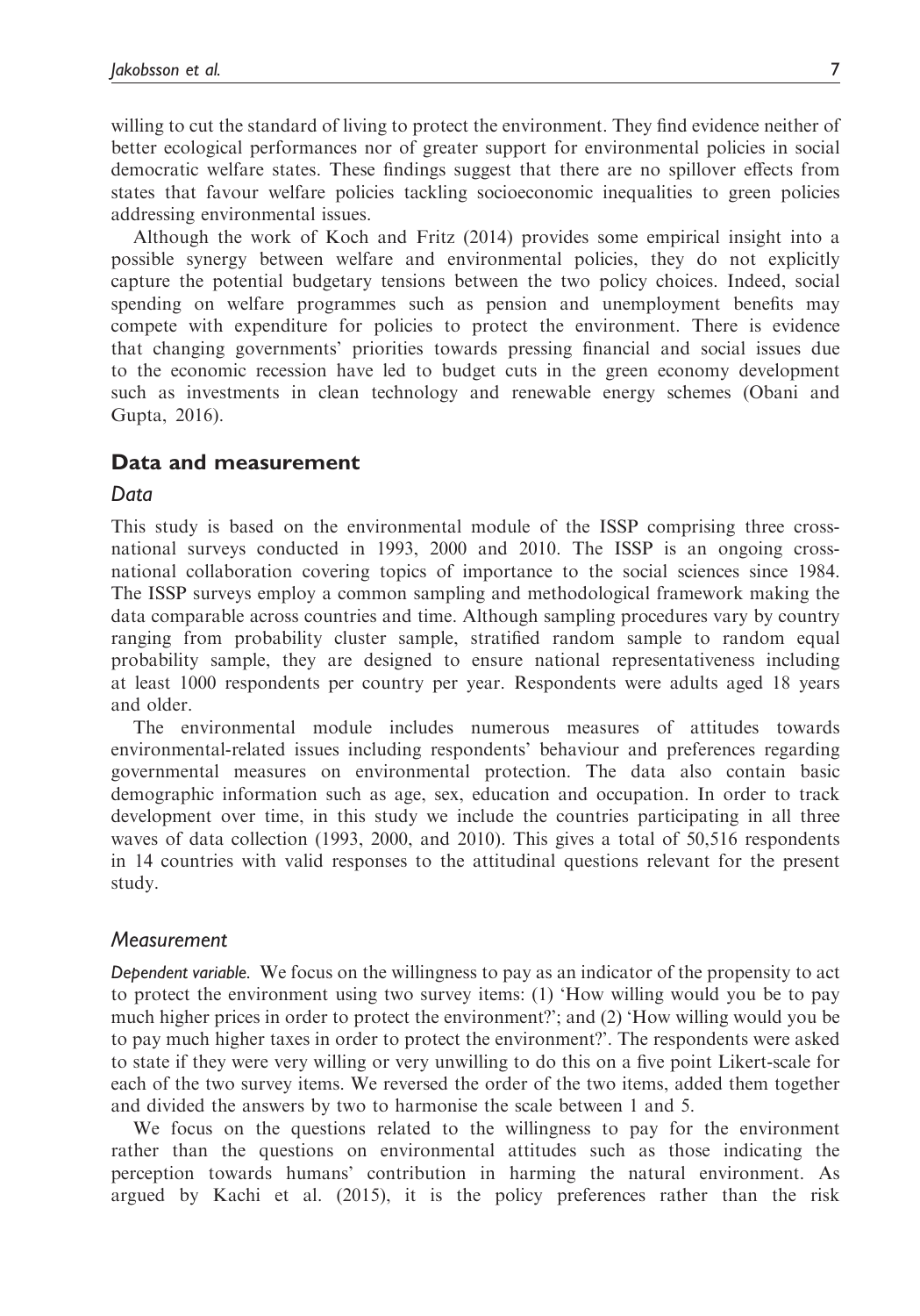willing to cut the standard of living to protect the environment. They find evidence neither of better ecological performances nor of greater support for environmental policies in social democratic welfare states. These findings suggest that there are no spillover effects from states that favour welfare policies tackling socioeconomic inequalities to green policies addressing environmental issues.

Although the work of Koch and Fritz (2014) provides some empirical insight into a possible synergy between welfare and environmental policies, they do not explicitly capture the potential budgetary tensions between the two policy choices. Indeed, social spending on welfare programmes such as pension and unemployment benefits may compete with expenditure for policies to protect the environment. There is evidence that changing governments' priorities towards pressing financial and social issues due to the economic recession have led to budget cuts in the green economy development such as investments in clean technology and renewable energy schemes (Obani and Gupta, 2016).

## Data and measurement

### *Data*

This study is based on the environmental module of the ISSP comprising three cross-national surveys conducted in 1993, 2000 and 2010. The ISSP is an ongoing cross-national collaboration covering topics of importance to the social sciences since 1984. The ISSP surveys employ a common sampling and methodological framework making the data comparable across countries and time. Although sampling procedures vary by country ranging from probability cluster sample, stratified random sample to random equal probability sample, they are designed to ensure national representativeness including at least 1000 respondents per country per year. Respondents were adults aged 18 years and older.

The environmental module includes numerous measures of attitudes towards environmental-related issues including respondents' behaviour and preferences regarding governmental measures on environmental protection. The data also contain basic demographic information such as age, sex, education and occupation. In order to track development over time, in this study we include the countries participating in all three waves of data collection (1993, 2000, and 2010). This gives a total of 50,516 respondents in 14 countries with valid responses to the attitudinal questions relevant for the present study.

### *Measurement*

*Dependent variable.* We focus on the willingness to pay as an indicator of the propensity to act to protect the environment using two survey items: (1) 'How willing would you be to pay much higher prices in order to protect the environment?'; and (2) 'How willing would you be to pay much higher taxes in order to protect the environment?'. The respondents were asked to state if they were very willing or very unwilling to do this on a five point Likert-scale for each of the two survey items. We reversed the order of the two items, added them together and divided the answers by two to harmonise the scale between 1 and 5.

We focus on the questions related to the willingness to pay for the environment rather than the questions on environmental attitudes such as those indicating the perception towards humans' contribution in harming the natural environment. As argued by Kachi et al. (2015), it is the policy preferences rather than the risk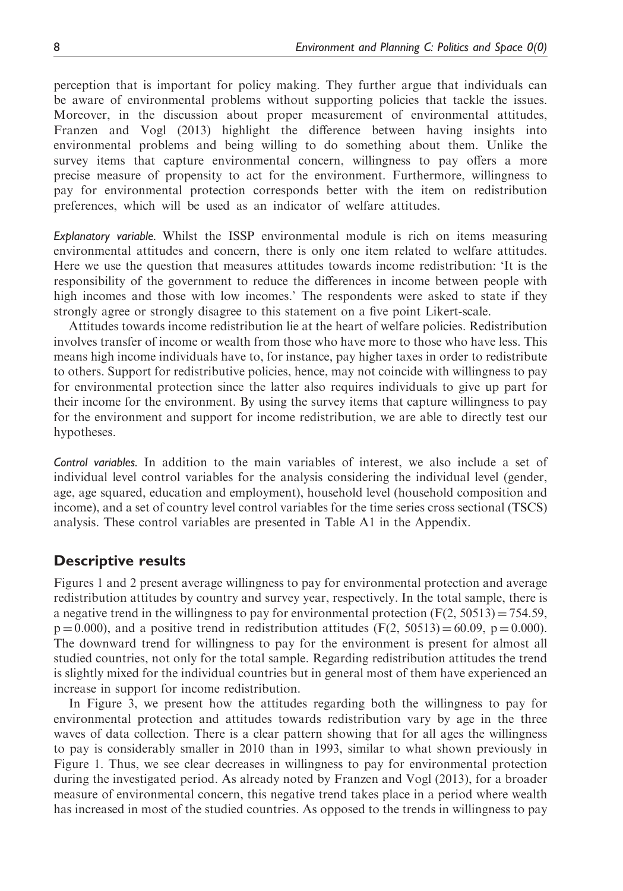perception that is important for policy making. They further argue that individuals can be aware of environmental problems without supporting policies that tackle the issues. Moreover, in the discussion about proper measurement of environmental attitudes, Franzen and Vogl (2013) highlight the difference between having insights into environmental problems and being willing to do something about them. Unlike the survey items that capture environmental concern, willingness to pay offers a more precise measure of propensity to act for the environment. Furthermore, willingness to pay for environmental protection corresponds better with the item on redistribution preferences, which will be used as an indicator of welfare attitudes.

*Explanatory variable.* Whilst the ISSP environmental module is rich on items measuring environmental attitudes and concern, there is only one item related to welfare attitudes. Here we use the question that measures attitudes towards income redistribution: 'It is the responsibility of the government to reduce the differences in income between people with high incomes and those with low incomes.' The respondents were asked to state if they strongly agree or strongly disagree to this statement on a five point Likert-scale.

Attitudes towards income redistribution lie at the heart of welfare policies. Redistribution involves transfer of income or wealth from those who have more to those who have less. This means high income individuals have to, for instance, pay higher taxes in order to redistribute to others. Support for redistributive policies, hence, may not coincide with willingness to pay for environmental protection since the latter also requires individuals to give up part for their income for the environment. By using the survey items that capture willingness to pay for the environment and support for income redistribution, we are able to directly test our hypotheses.

*Control variables.* In addition to the main variables of interest, we also include a set of individual level control variables for the analysis considering the individual level (gender, age, age squared, education and employment), household level (household composition and income), and a set of country level control variables for the time series cross sectional (TSCS) analysis. These control variables are presented in Table A1 in the Appendix.

## Descriptive results

Figures 1 and 2 present average willingness to pay for environmental protection and average redistribution attitudes by country and survey year, respectively. In the total sample, there is a negative trend in the willingness to pay for environmental protection ($F(2, 50513) = 754.59$, $p = 0.000$), and a positive trend in redistribution attitudes ($F(2, 50513) = 60.09$, $p = 0.000$). The downward trend for willingness to pay for the environment is present for almost all studied countries, not only for the total sample. Regarding redistribution attitudes the trend is slightly mixed for the individual countries but in general most of them have experienced an increase in support for income redistribution.

In Figure 3, we present how the attitudes regarding both the willingness to pay for environmental protection and attitudes towards redistribution vary by age in the three waves of data collection. There is a clear pattern showing that for all ages the willingness to pay is considerably smaller in 2010 than in 1993, similar to what shown previously in Figure 1. Thus, we see clear decreases in willingness to pay for environmental protection during the investigated period. As already noted by Franzen and Vogl (2013), for a broader measure of environmental concern, this negative trend takes place in a period where wealth has increased in most of the studied countries. As opposed to the trends in willingness to pay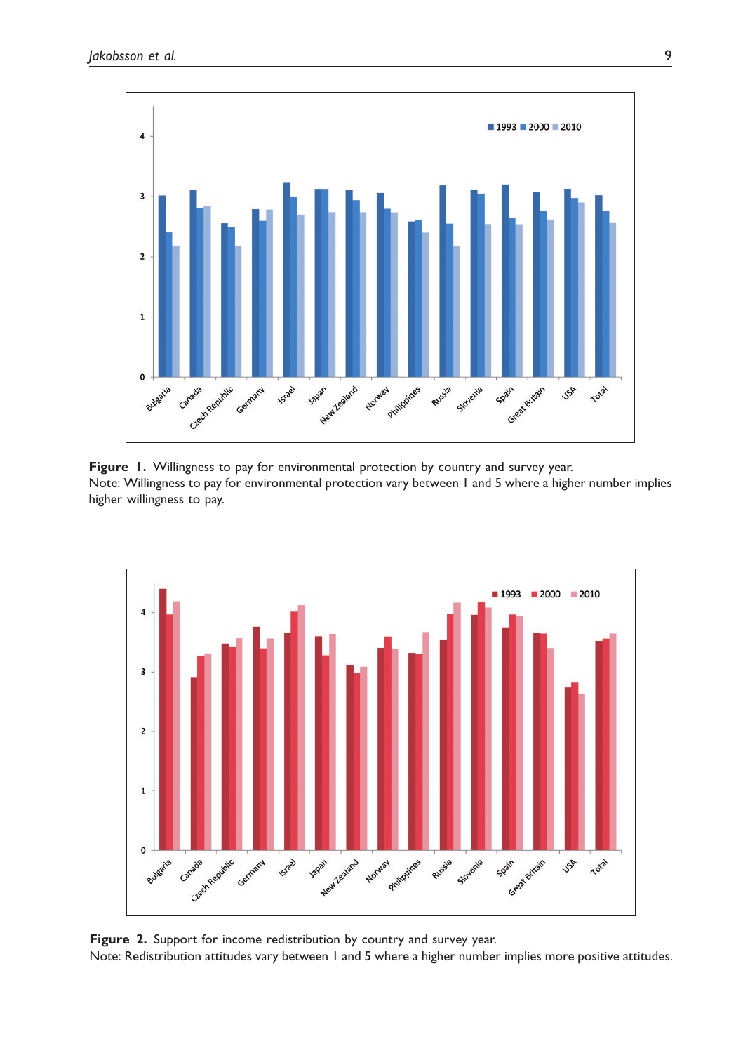**Figure 1.** Willingness to pay for environmental protection by country and survey year.
Note: Willingness to pay for environmental protection vary between 1 and 5 where a higher number implies higher willingness to pay.

**Figure 2.** Support for income redistribution by country and survey year.
Note: Redistribution attitudes vary between 1 and 5 where a higher number implies more positive attitudes.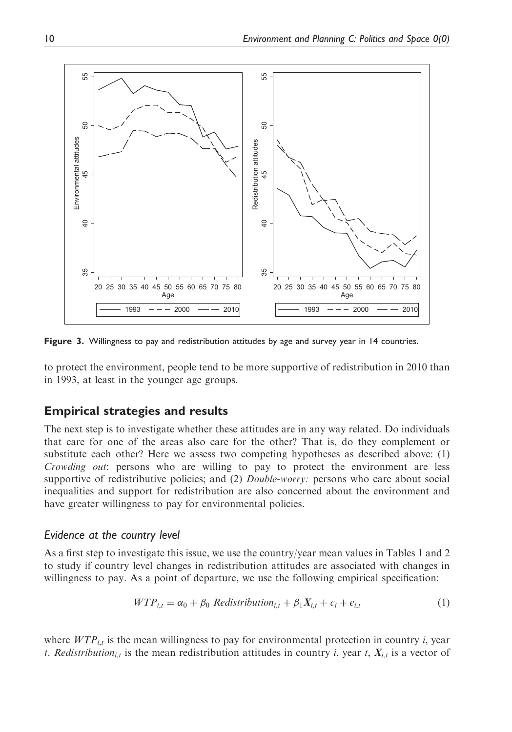Figure 3. Willingness to pay and redistribution attitudes by age and survey year in 14 countries.

to protect the environment, people tend to be more supportive of redistribution in 2010 than in 1993, at least in the younger age groups.

## Empirical strategies and results

The next step is to investigate whether these attitudes are in any way related. Do individuals that care for one of the areas also care for the other? That is, do they complement or substitute each other? Here we assess two competing hypotheses as described above: (1) *Crowding out*: persons who are willing to pay to protect the environment are less supportive of redistributive policies; and (2) *Double-worry:* persons who care about social inequalities and support for redistribution are also concerned about the environment and have greater willingness to pay for environmental policies.

### Evidence at the country level

As a first step to investigate this issue, we use the country/year mean values in Tables 1 and 2 to study if country level changes in redistribution attitudes are associated with changes in willingness to pay. As a point of departure, we use the following empirical specification:

$$WTP_{i,t} = \alpha_0 + \beta_0 \; Redistribution_{i,t} + \beta_1 \boldsymbol{X}_{i,t} + c_i + e_{i,t} \tag{1}$$

where $WTP_{i,t}$ is the mean willingness to pay for environmental protection in country $i$, year $t$. $Redistribution_{i,t}$ is the mean redistribution attitudes in country $i$, year $t$, $\boldsymbol{X}_{i,t}$ is a vector of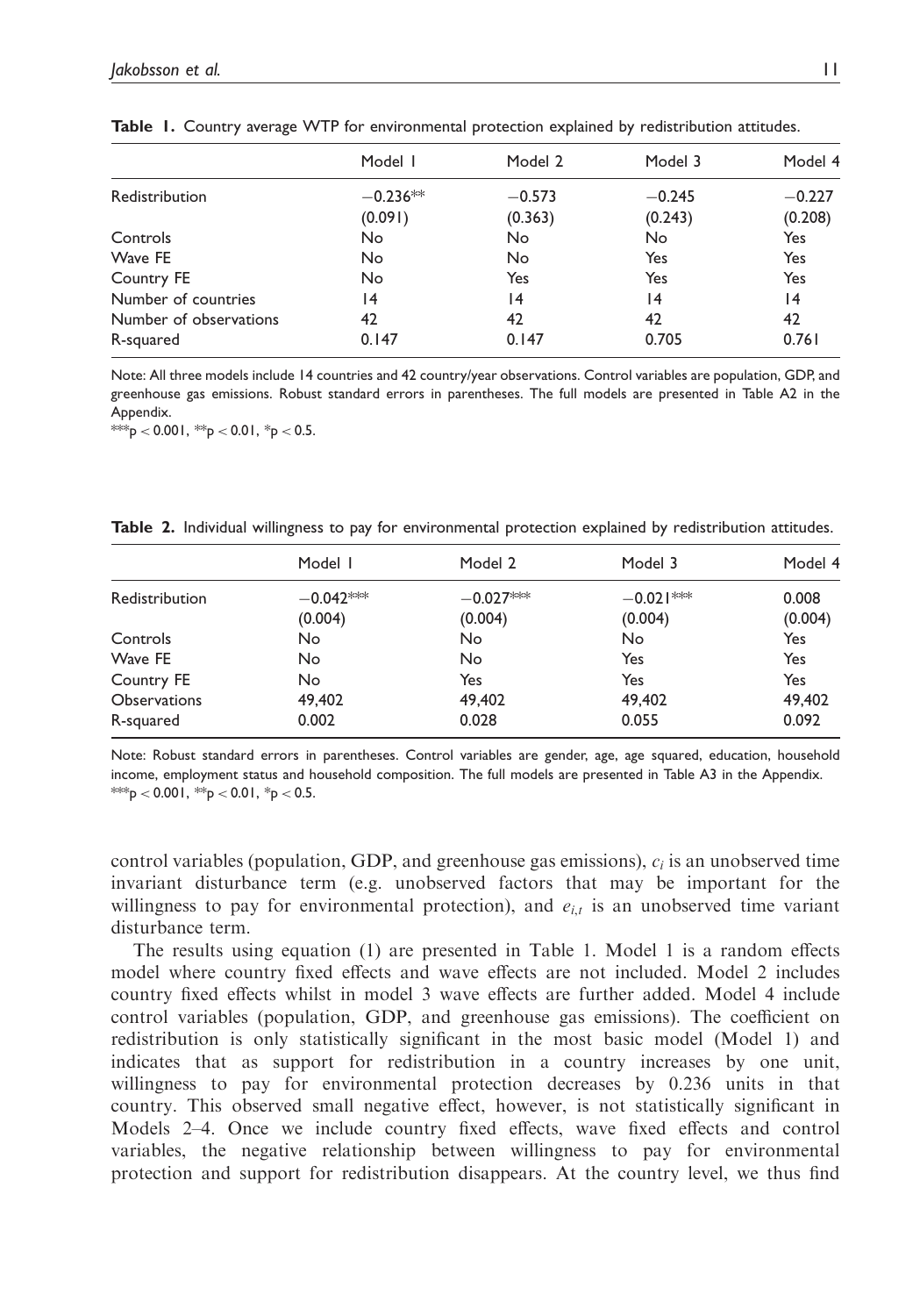**Table 1.** Country average WTP for environmental protection explained by redistribution attitudes.

| | Model 1 | Model 2 | Model 3 | Model 4 |
|---|---|---|---|---|
| Redistribution | −0.236** | −0.573 | −0.245 | −0.227 |
| | (0.091) | (0.363) | (0.243) | (0.208) |
| Controls | No | No | No | Yes |
| Wave FE | No | No | Yes | Yes |
| Country FE | No | Yes | Yes | Yes |
| Number of countries | 14 | 14 | 14 | 14 |
| Number of observations | 42 | 42 | 42 | 42 |
| R-squared | 0.147 | 0.147 | 0.705 | 0.761 |

Note: All three models include 14 countries and 42 country/year observations. Control variables are population, GDP, and greenhouse gas emissions. Robust standard errors in parentheses. The full models are presented in Table A2 in the Appendix.
***$p < 0.001$, **$p < 0.01$, *$p < 0.5$.

**Table 2.** Individual willingness to pay for environmental protection explained by redistribution attitudes.

| | Model 1 | Model 2 | Model 3 | Model 4 |
|---|---|---|---|---|
| Redistribution | −0.042*** | −0.027*** | −0.021*** | 0.008 |
| | (0.004) | (0.004) | (0.004) | (0.004) |
| Controls | No | No | No | Yes |
| Wave FE | No | No | Yes | Yes |
| Country FE | No | Yes | Yes | Yes |
| Observations | 49,402 | 49,402 | 49,402 | 49,402 |
| R-squared | 0.002 | 0.028 | 0.055 | 0.092 |

Note: Robust standard errors in parentheses. Control variables are gender, age, age squared, education, household income, employment status and household composition. The full models are presented in Table A3 in the Appendix.
***$p < 0.001$, **$p < 0.01$, *$p < 0.5$.

control variables (population, GDP, and greenhouse gas emissions), $c_i$ is an unobserved time invariant disturbance term (e.g. unobserved factors that may be important for the willingness to pay for environmental protection), and $e_{i,t}$ is an unobserved time variant disturbance term.

The results using equation (1) are presented in Table 1. Model 1 is a random effects model where country fixed effects and wave effects are not included. Model 2 includes country fixed effects whilst in model 3 wave effects are further added. Model 4 include control variables (population, GDP, and greenhouse gas emissions). The coefficient on redistribution is only statistically significant in the most basic model (Model 1) and indicates that as support for redistribution in a country increases by one unit, willingness to pay for environmental protection decreases by 0.236 units in that country. This observed small negative effect, however, is not statistically significant in Models 2–4. Once we include country fixed effects, wave fixed effects and control variables, the negative relationship between willingness to pay for environmental protection and support for redistribution disappears. At the country level, we thus find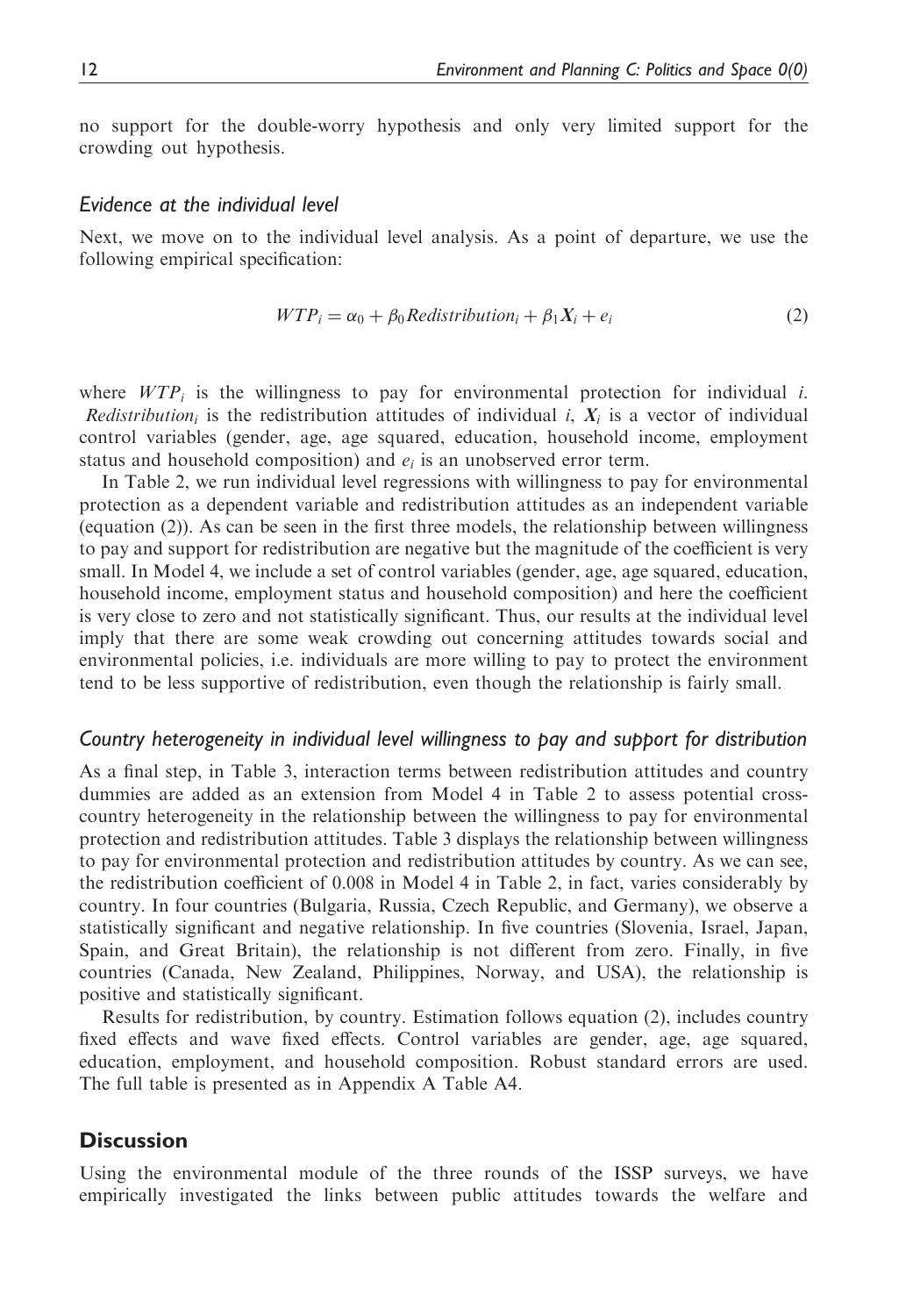no support for the double-worry hypothesis and only very limited support for the crowding out hypothesis.

### Evidence at the individual level

Next, we move on to the individual level analysis. As a point of departure, we use the following empirical specification:

$$WTP_i = \alpha_0 + \beta_0 Redistribution_i + \beta_1 \boldsymbol{X}_i + e_i \tag{2}$$

where $WTP_i$ is the willingness to pay for environmental protection for individual $i$. $Redistribution_i$ is the redistribution attitudes of individual $i$, $\boldsymbol{X}_i$ is a vector of individual control variables (gender, age, age squared, education, household income, employment status and household composition) and $e_i$ is an unobserved error term.

In Table 2, we run individual level regressions with willingness to pay for environmental protection as a dependent variable and redistribution attitudes as an independent variable (equation (2)). As can be seen in the first three models, the relationship between willingness to pay and support for redistribution are negative but the magnitude of the coefficient is very small. In Model 4, we include a set of control variables (gender, age, age squared, education, household income, employment status and household composition) and here the coefficient is very close to zero and not statistically significant. Thus, our results at the individual level imply that there are some weak crowding out concerning attitudes towards social and environmental policies, i.e. individuals are more willing to pay to protect the environment tend to be less supportive of redistribution, even though the relationship is fairly small.

### Country heterogeneity in individual level willingness to pay and support for distribution

As a final step, in Table 3, interaction terms between redistribution attitudes and country dummies are added as an extension from Model 4 in Table 2 to assess potential cross-country heterogeneity in the relationship between the willingness to pay for environmental protection and redistribution attitudes. Table 3 displays the relationship between willingness to pay for environmental protection and redistribution attitudes by country. As we can see, the redistribution coefficient of 0.008 in Model 4 in Table 2, in fact, varies considerably by country. In four countries (Bulgaria, Russia, Czech Republic, and Germany), we observe a statistically significant and negative relationship. In five countries (Slovenia, Israel, Japan, Spain, and Great Britain), the relationship is not different from zero. Finally, in five countries (Canada, New Zealand, Philippines, Norway, and USA), the relationship is positive and statistically significant.

Results for redistribution, by country. Estimation follows equation (2), includes country fixed effects and wave fixed effects. Control variables are gender, age, age squared, education, employment, and household composition. Robust standard errors are used. The full table is presented as in Appendix A Table A4.

## Discussion

Using the environmental module of the three rounds of the ISSP surveys, we have empirically investigated the links between public attitudes towards the welfare and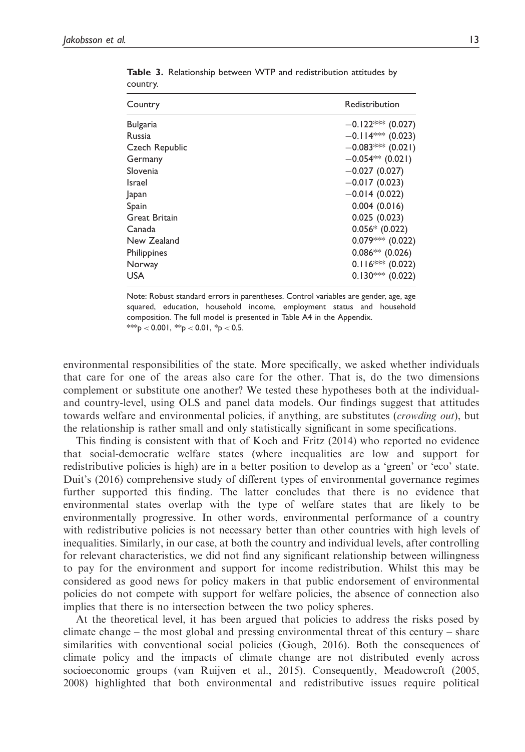**Table 3.** Relationship between WTP and redistribution attitudes by country.

| Country | Redistribution |
|---|---|
| Bulgaria | −0.122*** (0.027) |
| Russia | −0.114*** (0.023) |
| Czech Republic | −0.083*** (0.021) |
| Germany | −0.054** (0.021) |
| Slovenia | −0.027 (0.027) |
| Israel | −0.017 (0.023) |
| Japan | −0.014 (0.022) |
| Spain | 0.004 (0.016) |
| Great Britain | 0.025 (0.023) |
| Canada | 0.056* (0.022) |
| New Zealand | 0.079*** (0.022) |
| Philippines | 0.086** (0.026) |
| Norway | 0.116*** (0.022) |
| USA | 0.130*** (0.022) |

Note: Robust standard errors in parentheses. Control variables are gender, age, age squared, education, household income, employment status and household composition. The full model is presented in Table A4 in the Appendix.
***$p < 0.001$, **$p < 0.01$, *$p < 0.5$.

environmental responsibilities of the state. More specifically, we asked whether individuals that care for one of the areas also care for the other. That is, do the two dimensions complement or substitute one another? We tested these hypotheses both at the individual- and country-level, using OLS and panel data models. Our findings suggest that attitudes towards welfare and environmental policies, if anything, are substitutes (*crowding out*), but the relationship is rather small and only statistically significant in some specifications.

This finding is consistent with that of Koch and Fritz (2014) who reported no evidence that social-democratic welfare states (where inequalities are low and support for redistributive policies is high) are in a better position to develop as a 'green' or 'eco' state. Duit's (2016) comprehensive study of different types of environmental governance regimes further supported this finding. The latter concludes that there is no evidence that environmental states overlap with the type of welfare states that are likely to be environmentally progressive. In other words, environmental performance of a country with redistributive policies is not necessary better than other countries with high levels of inequalities. Similarly, in our case, at both the country and individual levels, after controlling for relevant characteristics, we did not find any significant relationship between willingness to pay for the environment and support for income redistribution. Whilst this may be considered as good news for policy makers in that public endorsement of environmental policies do not compete with support for welfare policies, the absence of connection also implies that there is no intersection between the two policy spheres.

At the theoretical level, it has been argued that policies to address the risks posed by climate change – the most global and pressing environmental threat of this century – share similarities with conventional social policies (Gough, 2016). Both the consequences of climate policy and the impacts of climate change are not distributed evenly across socioeconomic groups (van Ruijven et al., 2015). Consequently, Meadowcroft (2005, 2008) highlighted that both environmental and redistributive issues require political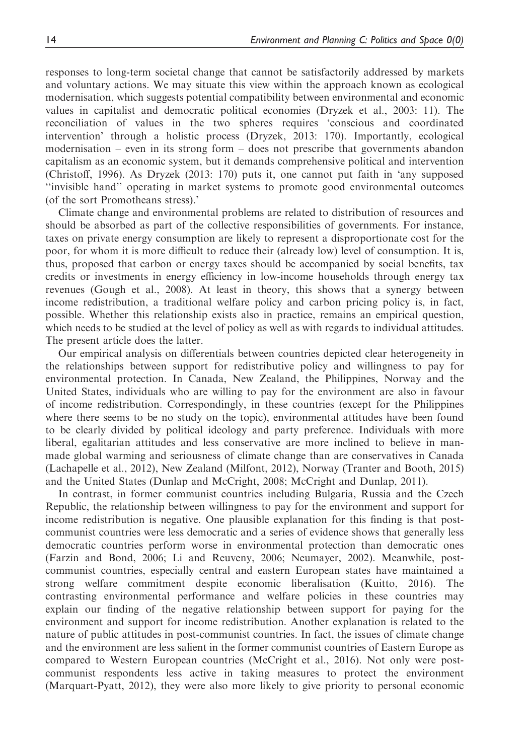responses to long-term societal change that cannot be satisfactorily addressed by markets and voluntary actions. We may situate this view within the approach known as ecological modernisation, which suggests potential compatibility between environmental and economic values in capitalist and democratic political economies (Dryzek et al., 2003: 11). The reconciliation of values in the two spheres requires 'conscious and coordinated intervention' through a holistic process (Dryzek, 2013: 170). Importantly, ecological modernisation – even in its strong form – does not prescribe that governments abandon capitalism as an economic system, but it demands comprehensive political and intervention (Christoff, 1996). As Dryzek (2013: 170) puts it, one cannot put faith in 'any supposed "invisible hand" operating in market systems to promote good environmental outcomes (of the sort Promotheans stress).'

Climate change and environmental problems are related to distribution of resources and should be absorbed as part of the collective responsibilities of governments. For instance, taxes on private energy consumption are likely to represent a disproportionate cost for the poor, for whom it is more difficult to reduce their (already low) level of consumption. It is, thus, proposed that carbon or energy taxes should be accompanied by social benefits, tax credits or investments in energy efficiency in low-income households through energy tax revenues (Gough et al., 2008). At least in theory, this shows that a synergy between income redistribution, a traditional welfare policy and carbon pricing policy is, in fact, possible. Whether this relationship exists also in practice, remains an empirical question, which needs to be studied at the level of policy as well as with regards to individual attitudes. The present article does the latter.

Our empirical analysis on differentials between countries depicted clear heterogeneity in the relationships between support for redistributive policy and willingness to pay for environmental protection. In Canada, New Zealand, the Philippines, Norway and the United States, individuals who are willing to pay for the environment are also in favour of income redistribution. Correspondingly, in these countries (except for the Philippines where there seems to be no study on the topic), environmental attitudes have been found to be clearly divided by political ideology and party preference. Individuals with more liberal, egalitarian attitudes and less conservative are more inclined to believe in man-made global warming and seriousness of climate change than are conservatives in Canada (Lachapelle et al., 2012), New Zealand (Milfont, 2012), Norway (Tranter and Booth, 2015) and the United States (Dunlap and McCright, 2008; McCright and Dunlap, 2011).

In contrast, in former communist countries including Bulgaria, Russia and the Czech Republic, the relationship between willingness to pay for the environment and support for income redistribution is negative. One plausible explanation for this finding is that post-communist countries were less democratic and a series of evidence shows that generally less democratic countries perform worse in environmental protection than democratic ones (Farzin and Bond, 2006; Li and Reuveny, 2006; Neumayer, 2002). Meanwhile, post-communist countries, especially central and eastern European states have maintained a strong welfare commitment despite economic liberalisation (Kuitto, 2016). The contrasting environmental performance and welfare policies in these countries may explain our finding of the negative relationship between support for paying for the environment and support for income redistribution. Another explanation is related to the nature of public attitudes in post-communist countries. In fact, the issues of climate change and the environment are less salient in the former communist countries of Eastern Europe as compared to Western European countries (McCright et al., 2016). Not only were post-communist respondents less active in taking measures to protect the environment (Marquart-Pyatt, 2012), they were also more likely to give priority to personal economic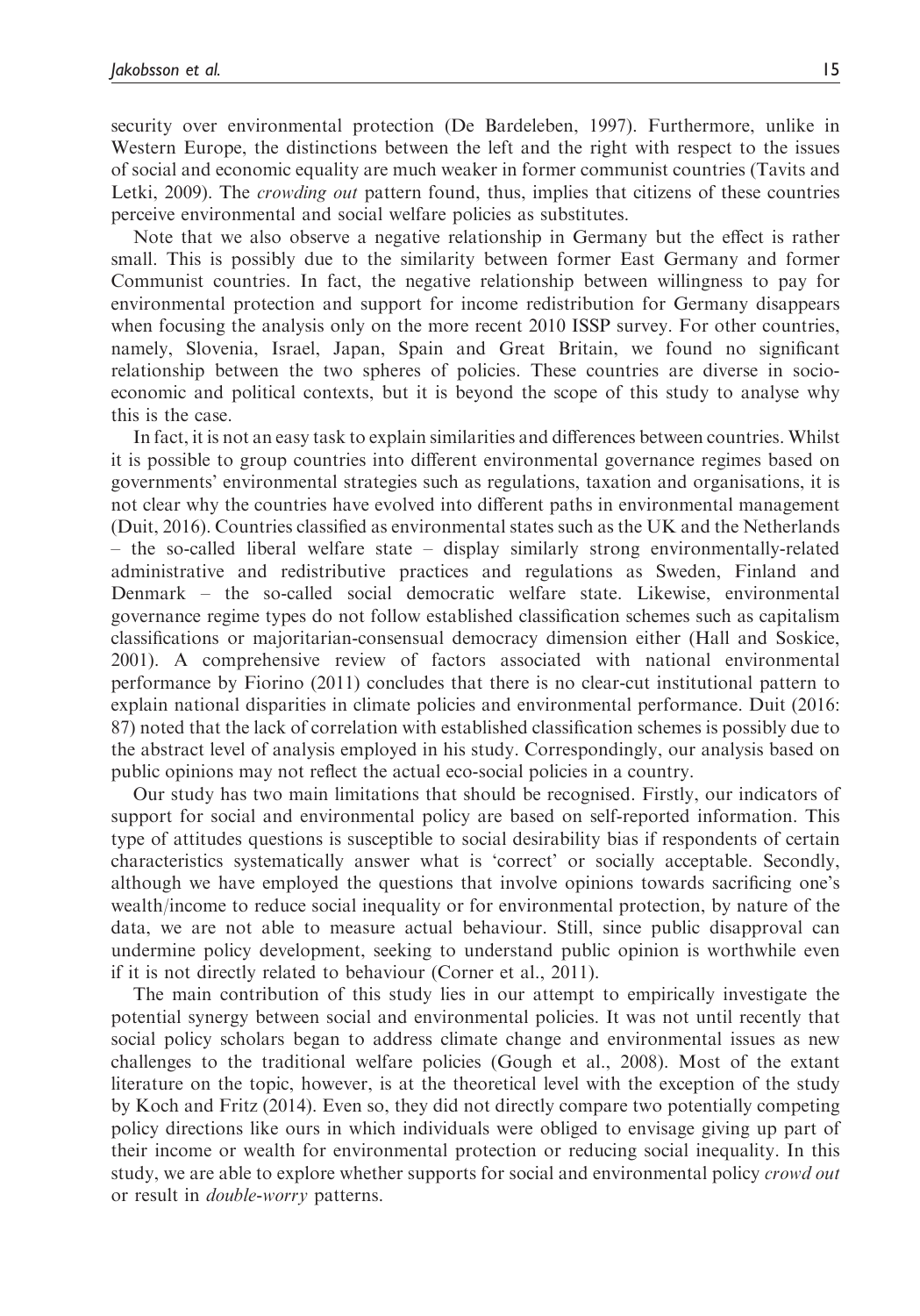security over environmental protection (De Bardeleben, 1997). Furthermore, unlike in Western Europe, the distinctions between the left and the right with respect to the issues of social and economic equality are much weaker in former communist countries (Tavits and Letki, 2009). The *crowding out* pattern found, thus, implies that citizens of these countries perceive environmental and social welfare policies as substitutes.

Note that we also observe a negative relationship in Germany but the effect is rather small. This is possibly due to the similarity between former East Germany and former Communist countries. In fact, the negative relationship between willingness to pay for environmental protection and support for income redistribution for Germany disappears when focusing the analysis only on the more recent 2010 ISSP survey. For other countries, namely, Slovenia, Israel, Japan, Spain and Great Britain, we found no significant relationship between the two spheres of policies. These countries are diverse in socio-economic and political contexts, but it is beyond the scope of this study to analyse why this is the case.

In fact, it is not an easy task to explain similarities and differences between countries. Whilst it is possible to group countries into different environmental governance regimes based on governments' environmental strategies such as regulations, taxation and organisations, it is not clear why the countries have evolved into different paths in environmental management (Duit, 2016). Countries classified as environmental states such as the UK and the Netherlands – the so-called liberal welfare state – display similarly strong environmentally-related administrative and redistributive practices and regulations as Sweden, Finland and Denmark – the so-called social democratic welfare state. Likewise, environmental governance regime types do not follow established classification schemes such as capitalism classifications or majoritarian-consensual democracy dimension either (Hall and Soskice, 2001). A comprehensive review of factors associated with national environmental performance by Fiorino (2011) concludes that there is no clear-cut institutional pattern to explain national disparities in climate policies and environmental performance. Duit (2016: 87) noted that the lack of correlation with established classification schemes is possibly due to the abstract level of analysis employed in his study. Correspondingly, our analysis based on public opinions may not reflect the actual eco-social policies in a country.

Our study has two main limitations that should be recognised. Firstly, our indicators of support for social and environmental policy are based on self-reported information. This type of attitudes questions is susceptible to social desirability bias if respondents of certain characteristics systematically answer what is 'correct' or socially acceptable. Secondly, although we have employed the questions that involve opinions towards sacrificing one's wealth/income to reduce social inequality or for environmental protection, by nature of the data, we are not able to measure actual behaviour. Still, since public disapproval can undermine policy development, seeking to understand public opinion is worthwhile even if it is not directly related to behaviour (Corner et al., 2011).

The main contribution of this study lies in our attempt to empirically investigate the potential synergy between social and environmental policies. It was not until recently that social policy scholars began to address climate change and environmental issues as new challenges to the traditional welfare policies (Gough et al., 2008). Most of the extant literature on the topic, however, is at the theoretical level with the exception of the study by Koch and Fritz (2014). Even so, they did not directly compare two potentially competing policy directions like ours in which individuals were obliged to envisage giving up part of their income or wealth for environmental protection or reducing social inequality. In this study, we are able to explore whether supports for social and environmental policy *crowd out* or result in *double-worry* patterns.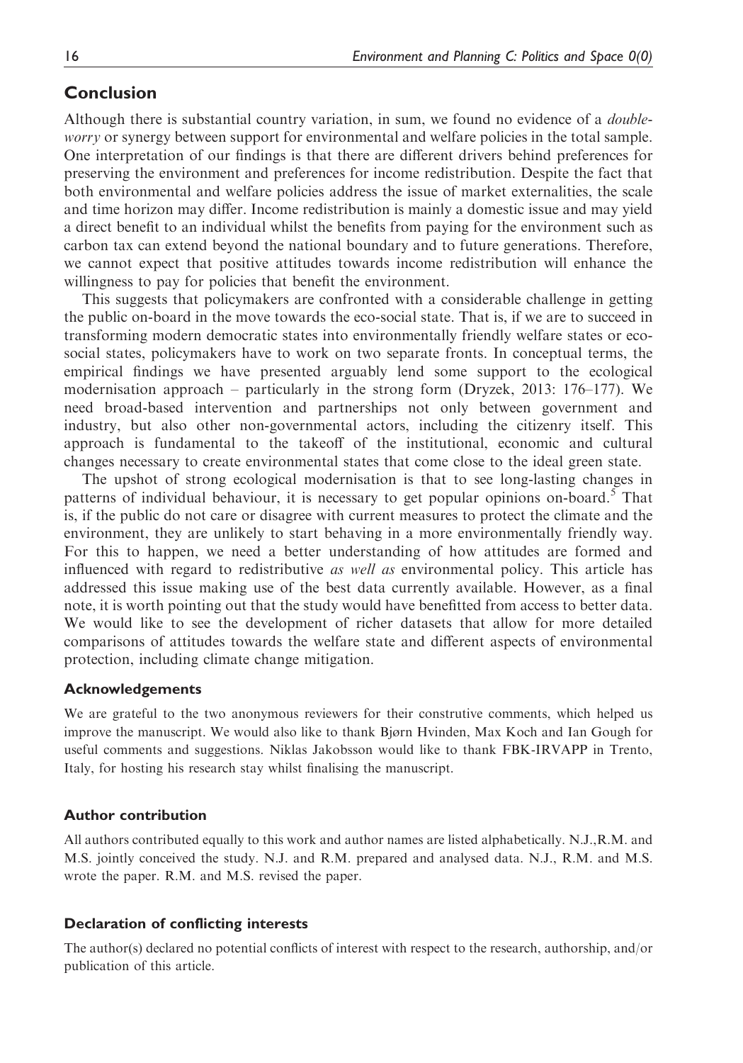## Conclusion

Although there is substantial country variation, in sum, we found no evidence of a *double-worry* or synergy between support for environmental and welfare policies in the total sample. One interpretation of our findings is that there are different drivers behind preferences for preserving the environment and preferences for income redistribution. Despite the fact that both environmental and welfare policies address the issue of market externalities, the scale and time horizon may differ. Income redistribution is mainly a domestic issue and may yield a direct benefit to an individual whilst the benefits from paying for the environment such as carbon tax can extend beyond the national boundary and to future generations. Therefore, we cannot expect that positive attitudes towards income redistribution will enhance the willingness to pay for policies that benefit the environment.

This suggests that policymakers are confronted with a considerable challenge in getting the public on-board in the move towards the eco-social state. That is, if we are to succeed in transforming modern democratic states into environmentally friendly welfare states or eco-social states, policymakers have to work on two separate fronts. In conceptual terms, the empirical findings we have presented arguably lend some support to the ecological modernisation approach – particularly in the strong form (Dryzek, 2013: 176–177). We need broad-based intervention and partnerships not only between government and industry, but also other non-governmental actors, including the citizenry itself. This approach is fundamental to the takeoff of the institutional, economic and cultural changes necessary to create environmental states that come close to the ideal green state.

The upshot of strong ecological modernisation is that to see long-lasting changes in patterns of individual behaviour, it is necessary to get popular opinions on-board.[5] That is, if the public do not care or disagree with current measures to protect the climate and the environment, they are unlikely to start behaving in a more environmentally friendly way. For this to happen, we need a better understanding of how attitudes are formed and influenced with regard to redistributive *as well as* environmental policy. This article has addressed this issue making use of the best data currently available. However, as a final note, it is worth pointing out that the study would have benefitted from access to better data. We would like to see the development of richer datasets that allow for more detailed comparisons of attitudes towards the welfare state and different aspects of environmental protection, including climate change mitigation.

### Acknowledgements

We are grateful to the two anonymous reviewers for their construtive comments, which helped us improve the manuscript. We would also like to thank Bjørn Hvinden, Max Koch and Ian Gough for useful comments and suggestions. Niklas Jakobsson would like to thank FBK-IRVAPP in Trento, Italy, for hosting his research stay whilst finalising the manuscript.

### Author contribution

All authors contributed equally to this work and author names are listed alphabetically. N.J.,R.M. and M.S. jointly conceived the study. N.J. and R.M. prepared and analysed data. N.J., R.M. and M.S. wrote the paper. R.M. and M.S. revised the paper.

### Declaration of conflicting interests

The author(s) declared no potential conflicts of interest with respect to the research, authorship, and/or publication of this article.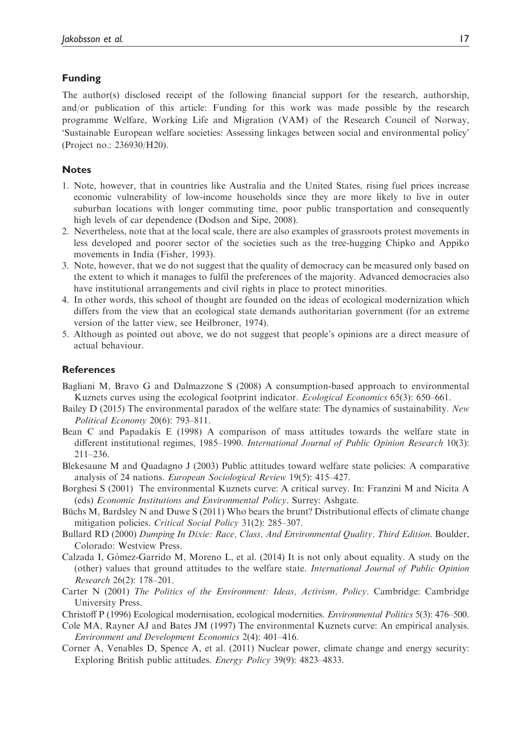## Funding

The author(s) disclosed receipt of the following financial support for the research, authorship, and/or publication of this article: Funding for this work was made possible by the research programme Welfare, Working Life and Migration (VAM) of the Research Council of Norway, 'Sustainable European welfare societies: Assessing linkages between social and environmental policy' (Project no.: 236930/H20).

## Notes

1. Note, however, that in countries like Australia and the United States, rising fuel prices increase economic vulnerability of low-income households since they are more likely to live in outer suburban locations with longer commuting time, poor public transportation and consequently high levels of car dependence (Dodson and Sipe, 2008).
2. Nevertheless, note that at the local scale, there are also examples of grassroots protest movements in less developed and poorer sector of the societies such as the tree-hugging Chipko and Appiko movements in India (Fisher, 1993).
3. Note, however, that we do not suggest that the quality of democracy can be measured only based on the extent to which it manages to fulfil the preferences of the majority. Advanced democracies also have institutional arrangements and civil rights in place to protect minorities.
4. In other words, this school of thought are founded on the ideas of ecological modernization which differs from the view that an ecological state demands authoritarian government (for an extreme version of the latter view, see Heilbroner, 1974).
5. Although as pointed out above, we do not suggest that people's opinions are a direct measure of actual behaviour.

## References

Bagliani M, Bravo G and Dalmazzone S (2008) A consumption-based approach to environmental Kuznets curves using the ecological footprint indicator. *Ecological Economics* 65(3): 650–661.

Bailey D (2015) The environmental paradox of the welfare state: The dynamics of sustainability. *New Political Economy* 20(6): 793–811.

Bean C and Papadakis E (1998) A comparison of mass attitudes towards the welfare state in different institutional regimes, 1985–1990. *International Journal of Public Opinion Research* 10(3): 211–236.

Blekesaune M and Quadagno J (2003) Public attitudes toward welfare state policies: A comparative analysis of 24 nations. *European Sociological Review* 19(5): 415–427.

Borghesi S (2001) The environmental Kuznets curve: A critical survey. In: Franzini M and Nicita A (eds) *Economic Institutions and Environmental Policy*. Surrey: Ashgate.

Büchs M, Bardsley N and Duwe S (2011) Who bears the brunt? Distributional effects of climate change mitigation policies. *Critical Social Policy* 31(2): 285–307.

Bullard RD (2000) *Dumping In Dixie: Race, Class, And Environmental Quality, Third Edition*. Boulder, Colorado: Westview Press.

Calzada I, Gómez-Garrido M, Moreno L, et al. (2014) It is not only about equality. A study on the (other) values that ground attitudes to the welfare state. *International Journal of Public Opinion Research* 26(2): 178–201.

Carter N (2001) *The Politics of the Environment: Ideas, Activism, Policy*. Cambridge: Cambridge University Press.

Christoff P (1996) Ecological modernisation, ecological modernities. *Environmental Politics* 5(3): 476–500.

Cole MA, Rayner AJ and Bates JM (1997) The environmental Kuznets curve: An empirical analysis. *Environment and Development Economics* 2(4): 401–416.

Corner A, Venables D, Spence A, et al. (2011) Nuclear power, climate change and energy security: Exploring British public attitudes. *Energy Policy* 39(9): 4823–4833.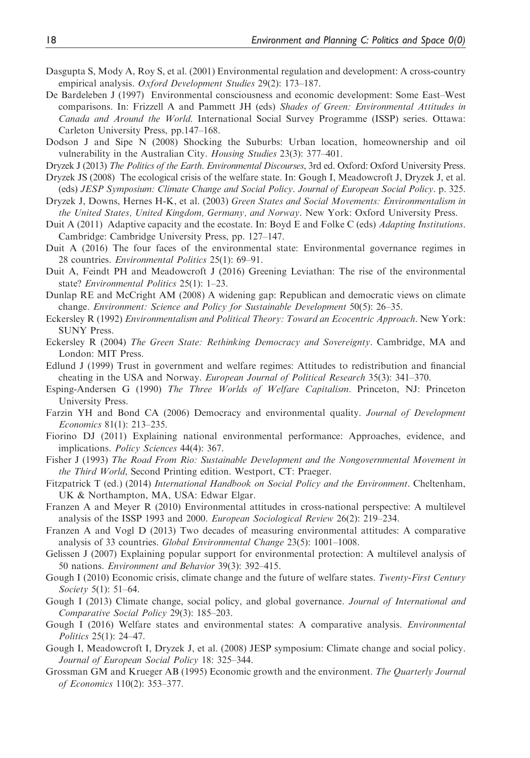Dasgupta S, Mody A, Roy S, et al. (2001) Environmental regulation and development: A cross-country empirical analysis. *Oxford Development Studies* 29(2): 173–187.

De Bardeleben J (1997) Environmental consciousness and economic development: Some East–West comparisons. In: Frizzell A and Pammett JH (eds) *Shades of Green: Environmental Attitudes in Canada and Around the World*. International Social Survey Programme (ISSP) series. Ottawa: Carleton University Press, pp.147–168.

Dodson J and Sipe N (2008) Shocking the Suburbs: Urban location, homeownership and oil vulnerability in the Australian City. *Housing Studies* 23(3): 377–401.

Dryzek J (2013) *The Politics of the Earth. Environmental Discourses*, 3rd ed. Oxford: Oxford University Press.

Dryzek JS (2008) The ecological crisis of the welfare state. In: Gough I, Meadowcroft J, Dryzek J, et al. (eds) *JESP Symposium: Climate Change and Social Policy*. *Journal of European Social Policy*. p. 325.

Dryzek J, Downs, Hernes H-K, et al. (2003) *Green States and Social Movements: Environmentalism in the United States, United Kingdom, Germany, and Norway*. New York: Oxford University Press.

Duit A (2011) Adaptive capacity and the ecostate. In: Boyd E and Folke C (eds) *Adapting Institutions*. Cambridge: Cambridge University Press, pp. 127–147.

Duit A (2016) The four faces of the environmental state: Environmental governance regimes in 28 countries. *Environmental Politics* 25(1): 69–91.

Duit A, Feindt PH and Meadowcroft J (2016) Greening Leviathan: The rise of the environmental state? *Environmental Politics* 25(1): 1–23.

Dunlap RE and McCright AM (2008) A widening gap: Republican and democratic views on climate change. *Environment: Science and Policy for Sustainable Development* 50(5): 26–35.

Eckersley R (1992) *Environmentalism and Political Theory: Toward an Ecocentric Approach*. New York: SUNY Press.

Eckersley R (2004) *The Green State: Rethinking Democracy and Sovereignty*. Cambridge, MA and London: MIT Press.

Edlund J (1999) Trust in government and welfare regimes: Attitudes to redistribution and financial cheating in the USA and Norway. *European Journal of Political Research* 35(3): 341–370.

Esping-Andersen G (1990) *The Three Worlds of Welfare Capitalism*. Princeton, NJ: Princeton University Press.

Farzin YH and Bond CA (2006) Democracy and environmental quality. *Journal of Development Economics* 81(1): 213–235.

Fiorino DJ (2011) Explaining national environmental performance: Approaches, evidence, and implications. *Policy Sciences* 44(4): 367.

Fisher J (1993) *The Road From Rio: Sustainable Development and the Nongovernmental Movement in the Third World*, Second Printing edition. Westport, CT: Praeger.

Fitzpatrick T (ed.) (2014) *International Handbook on Social Policy and the Environment*. Cheltenham, UK & Northampton, MA, USA: Edwar Elgar.

Franzen A and Meyer R (2010) Environmental attitudes in cross-national perspective: A multilevel analysis of the ISSP 1993 and 2000. *European Sociological Review* 26(2): 219–234.

Franzen A and Vogl D (2013) Two decades of measuring environmental attitudes: A comparative analysis of 33 countries. *Global Environmental Change* 23(5): 1001–1008.

Gelissen J (2007) Explaining popular support for environmental protection: A multilevel analysis of 50 nations. *Environment and Behavior* 39(3): 392–415.

Gough I (2010) Economic crisis, climate change and the future of welfare states. *Twenty-First Century Society* 5(1): 51–64.

Gough I (2013) Climate change, social policy, and global governance. *Journal of International and Comparative Social Policy* 29(3): 185–203.

Gough I (2016) Welfare states and environmental states: A comparative analysis. *Environmental Politics* 25(1): 24–47.

Gough I, Meadowcroft I, Dryzek J, et al. (2008) JESP symposium: Climate change and social policy. *Journal of European Social Policy* 18: 325–344.

Grossman GM and Krueger AB (1995) Economic growth and the environment. *The Quarterly Journal of Economics* 110(2): 353–377.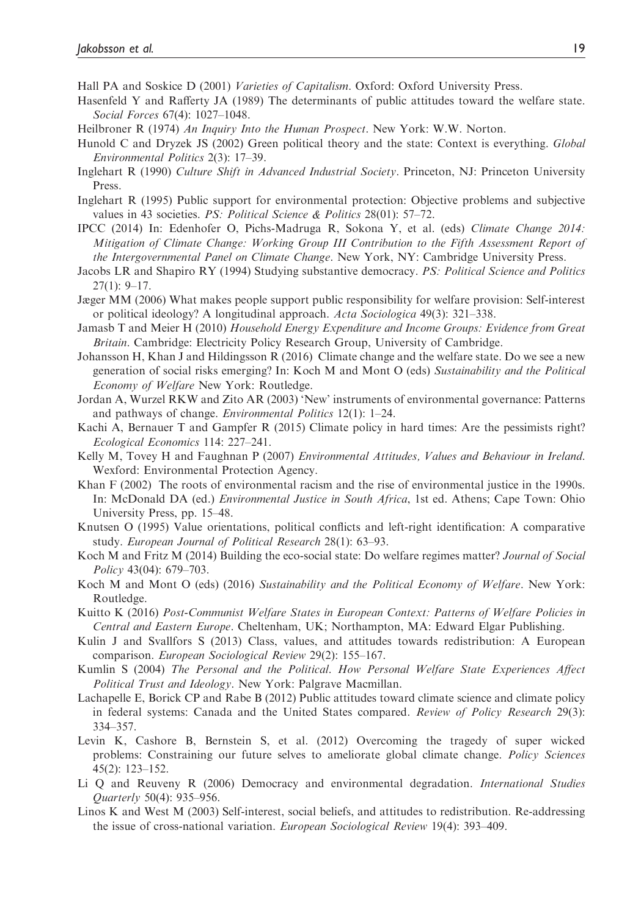Hall PA and Soskice D (2001) *Varieties of Capitalism*. Oxford: Oxford University Press.

Hasenfeld Y and Rafferty JA (1989) The determinants of public attitudes toward the welfare state. *Social Forces* 67(4): 1027–1048.

Heilbroner R (1974) *An Inquiry Into the Human Prospect*. New York: W.W. Norton.

Hunold C and Dryzek JS (2002) Green political theory and the state: Context is everything. *Global Environmental Politics* 2(3): 17–39.

Inglehart R (1990) *Culture Shift in Advanced Industrial Society*. Princeton, NJ: Princeton University Press.

Inglehart R (1995) Public support for environmental protection: Objective problems and subjective values in 43 societies. *PS: Political Science & Politics* 28(01): 57–72.

IPCC (2014) In: Edenhofer O, Pichs-Madruga R, Sokona Y, et al. (eds) *Climate Change 2014: Mitigation of Climate Change: Working Group III Contribution to the Fifth Assessment Report of the Intergovernmental Panel on Climate Change*. New York, NY: Cambridge University Press.

Jacobs LR and Shapiro RY (1994) Studying substantive democracy. *PS: Political Science and Politics* 27(1): 9–17.

Jæger MM (2006) What makes people support public responsibility for welfare provision: Self-interest or political ideology? A longitudinal approach. *Acta Sociologica* 49(3): 321–338.

Jamasb T and Meier H (2010) *Household Energy Expenditure and Income Groups: Evidence from Great Britain*. Cambridge: Electricity Policy Research Group, University of Cambridge.

Johansson H, Khan J and Hildingsson R (2016) Climate change and the welfare state. Do we see a new generation of social risks emerging? In: Koch M and Mont O (eds) *Sustainability and the Political Economy of Welfare* New York: Routledge.

Jordan A, Wurzel RKW and Zito AR (2003) 'New' instruments of environmental governance: Patterns and pathways of change. *Environmental Politics* 12(1): 1–24.

Kachi A, Bernauer T and Gampfer R (2015) Climate policy in hard times: Are the pessimists right? *Ecological Economics* 114: 227–241.

Kelly M, Tovey H and Faughnan P (2007) *Environmental Attitudes, Values and Behaviour in Ireland*. Wexford: Environmental Protection Agency.

Khan F (2002) The roots of environmental racism and the rise of environmental justice in the 1990s. In: McDonald DA (ed.) *Environmental Justice in South Africa*, 1st ed. Athens; Cape Town: Ohio University Press, pp. 15–48.

Knutsen O (1995) Value orientations, political conflicts and left-right identification: A comparative study. *European Journal of Political Research* 28(1): 63–93.

Koch M and Fritz M (2014) Building the eco-social state: Do welfare regimes matter? *Journal of Social Policy* 43(04): 679–703.

Koch M and Mont O (eds) (2016) *Sustainability and the Political Economy of Welfare*. New York: Routledge.

Kuitto K (2016) *Post-Communist Welfare States in European Context: Patterns of Welfare Policies in Central and Eastern Europe*. Cheltenham, UK; Northampton, MA: Edward Elgar Publishing.

Kulin J and Svallfors S (2013) Class, values, and attitudes towards redistribution: A European comparison. *European Sociological Review* 29(2): 155–167.

Kumlin S (2004) *The Personal and the Political. How Personal Welfare State Experiences Affect Political Trust and Ideology*. New York: Palgrave Macmillan.

Lachapelle E, Borick CP and Rabe B (2012) Public attitudes toward climate science and climate policy in federal systems: Canada and the United States compared. *Review of Policy Research* 29(3): 334–357.

Levin K, Cashore B, Bernstein S, et al. (2012) Overcoming the tragedy of super wicked problems: Constraining our future selves to ameliorate global climate change. *Policy Sciences* 45(2): 123–152.

Li Q and Reuveny R (2006) Democracy and environmental degradation. *International Studies Quarterly* 50(4): 935–956.

Linos K and West M (2003) Self-interest, social beliefs, and attitudes to redistribution. Re-addressing the issue of cross-national variation. *European Sociological Review* 19(4): 393–409.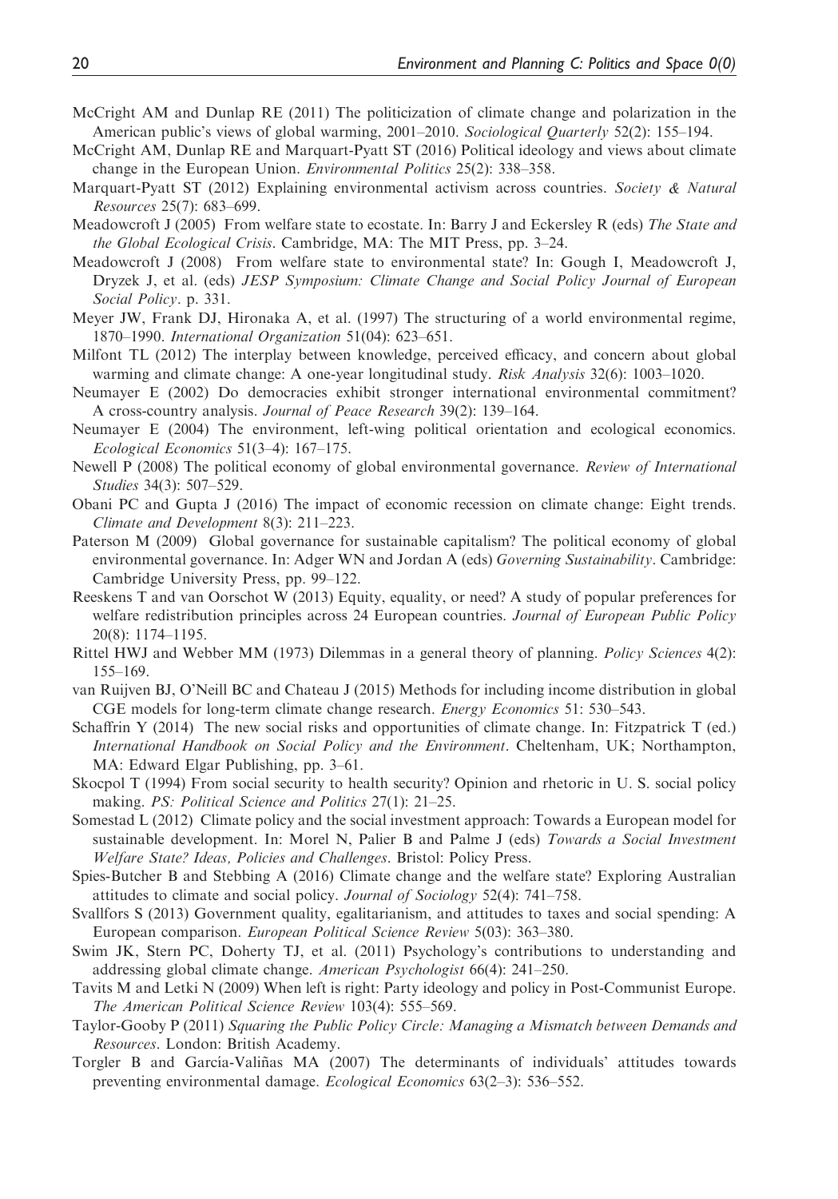McCright AM and Dunlap RE (2011) The politicization of climate change and polarization in the American public's views of global warming, 2001–2010. *Sociological Quarterly* 52(2): 155–194.

McCright AM, Dunlap RE and Marquart-Pyatt ST (2016) Political ideology and views about climate change in the European Union. *Environmental Politics* 25(2): 338–358.

Marquart-Pyatt ST (2012) Explaining environmental activism across countries. *Society & Natural Resources* 25(7): 683–699.

Meadowcroft J (2005) From welfare state to ecostate. In: Barry J and Eckersley R (eds) *The State and the Global Ecological Crisis*. Cambridge, MA: The MIT Press, pp. 3–24.

Meadowcroft J (2008) From welfare state to environmental state? In: Gough I, Meadowcroft J, Dryzek J, et al. (eds) *JESP Symposium: Climate Change and Social Policy Journal of European Social Policy*. p. 331.

Meyer JW, Frank DJ, Hironaka A, et al. (1997) The structuring of a world environmental regime, 1870–1990. *International Organization* 51(04): 623–651.

Milfont TL (2012) The interplay between knowledge, perceived efficacy, and concern about global warming and climate change: A one-year longitudinal study. *Risk Analysis* 32(6): 1003–1020.

Neumayer E (2002) Do democracies exhibit stronger international environmental commitment? A cross-country analysis. *Journal of Peace Research* 39(2): 139–164.

Neumayer E (2004) The environment, left-wing political orientation and ecological economics. *Ecological Economics* 51(3–4): 167–175.

Newell P (2008) The political economy of global environmental governance. *Review of International Studies* 34(3): 507–529.

Obani PC and Gupta J (2016) The impact of economic recession on climate change: Eight trends. *Climate and Development* 8(3): 211–223.

Paterson M (2009) Global governance for sustainable capitalism? The political economy of global environmental governance. In: Adger WN and Jordan A (eds) *Governing Sustainability*. Cambridge: Cambridge University Press, pp. 99–122.

Reeskens T and van Oorschot W (2013) Equity, equality, or need? A study of popular preferences for welfare redistribution principles across 24 European countries. *Journal of European Public Policy* 20(8): 1174–1195.

Rittel HWJ and Webber MM (1973) Dilemmas in a general theory of planning. *Policy Sciences* 4(2): 155–169.

van Ruijven BJ, O'Neill BC and Chateau J (2015) Methods for including income distribution in global CGE models for long-term climate change research. *Energy Economics* 51: 530–543.

Schaffrin Y (2014) The new social risks and opportunities of climate change. In: Fitzpatrick T (ed.) *International Handbook on Social Policy and the Environment*. Cheltenham, UK; Northampton, MA: Edward Elgar Publishing, pp. 3–61.

Skocpol T (1994) From social security to health security? Opinion and rhetoric in U. S. social policy making. *PS: Political Science and Politics* 27(1): 21–25.

Somestad L (2012) Climate policy and the social investment approach: Towards a European model for sustainable development. In: Morel N, Palier B and Palme J (eds) *Towards a Social Investment Welfare State? Ideas, Policies and Challenges*. Bristol: Policy Press.

Spies-Butcher B and Stebbing A (2016) Climate change and the welfare state? Exploring Australian attitudes to climate and social policy. *Journal of Sociology* 52(4): 741–758.

Svallfors S (2013) Government quality, egalitarianism, and attitudes to taxes and social spending: A European comparison. *European Political Science Review* 5(03): 363–380.

Swim JK, Stern PC, Doherty TJ, et al. (2011) Psychology's contributions to understanding and addressing global climate change. *American Psychologist* 66(4): 241–250.

Tavits M and Letki N (2009) When left is right: Party ideology and policy in Post-Communist Europe. *The American Political Science Review* 103(4): 555–569.

Taylor-Gooby P (2011) *Squaring the Public Policy Circle: Managing a Mismatch between Demands and Resources*. London: British Academy.

Torgler B and García-Valiñas MA (2007) The determinants of individuals' attitudes towards preventing environmental damage. *Ecological Economics* 63(2–3): 536–552.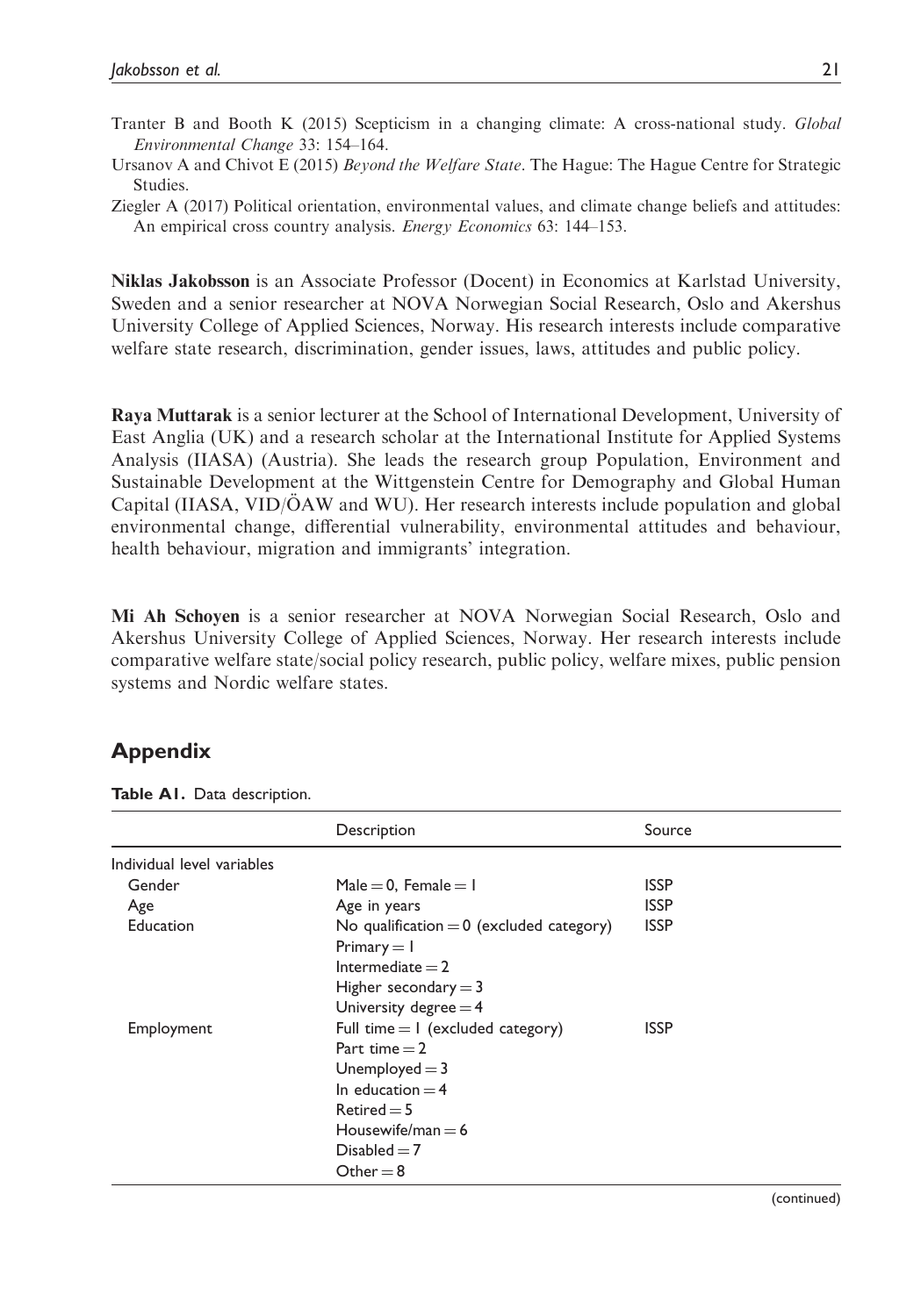Tranter B and Booth K (2015) Scepticism in a changing climate: A cross-national study. *Global Environmental Change* 33: 154–164.

Ursanov A and Chivot E (2015) *Beyond the Welfare State*. The Hague: The Hague Centre for Strategic Studies.

Ziegler A (2017) Political orientation, environmental values, and climate change beliefs and attitudes: An empirical cross country analysis. *Energy Economics* 63: 144–153.

**Niklas Jakobsson** is an Associate Professor (Docent) in Economics at Karlstad University, Sweden and a senior researcher at NOVA Norwegian Social Research, Oslo and Akershus University College of Applied Sciences, Norway. His research interests include comparative welfare state research, discrimination, gender issues, laws, attitudes and public policy.

**Raya Muttarak** is a senior lecturer at the School of International Development, University of East Anglia (UK) and a research scholar at the International Institute for Applied Systems Analysis (IIASA) (Austria). She leads the research group Population, Environment and Sustainable Development at the Wittgenstein Centre for Demography and Global Human Capital (IIASA, VID/ÖAW and WU). Her research interests include population and global environmental change, differential vulnerability, environmental attitudes and behaviour, health behaviour, migration and immigrants' integration.

**Mi Ah Schoyen** is a senior researcher at NOVA Norwegian Social Research, Oslo and Akershus University College of Applied Sciences, Norway. Her research interests include comparative welfare state/social policy research, public policy, welfare mixes, public pension systems and Nordic welfare states.

## Appendix

**Table A1.** Data description.

| | Description | Source |
|---|---|---|
| Individual level variables | | |
| Gender | Male = 0, Female = 1 | ISSP |
| Age | Age in years | ISSP |
| Education | No qualification = 0 (excluded category)<br>Primary = 1<br>Intermediate = 2<br>Higher secondary = 3<br>University degree = 4 | ISSP |
| Employment | Full time = 1 (excluded category)<br>Part time = 2<br>Unemployed = 3<br>In education = 4<br>Retired = 5<br>Housewife/man = 6<br>Disabled = 7<br>Other = 8 | ISSP |

(continued)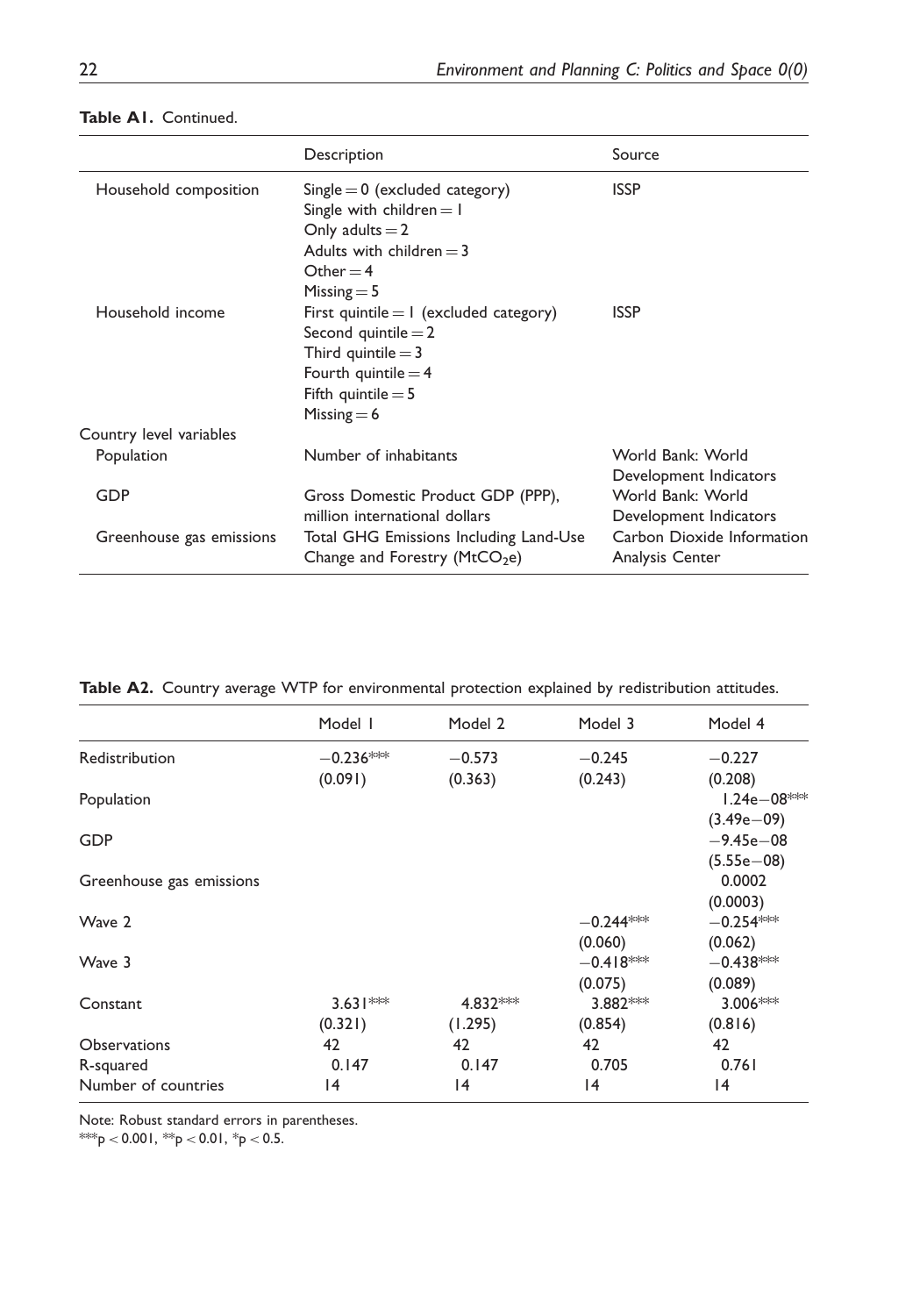**Table A1.** Continued.

| | Description | Source |
|---|---|---|
| Household composition | Single = 0 (excluded category)<br>Single with children = 1<br>Only adults = 2<br>Adults with children = 3<br>Other = 4<br>Missing = 5 | ISSP |
| Household income | First quintile = 1 (excluded category)<br>Second quintile = 2<br>Third quintile = 3<br>Fourth quintile = 4<br>Fifth quintile = 5<br>Missing = 6 | ISSP |
| Country level variables | | |
| Population | Number of inhabitants | World Bank: World Development Indicators |
| GDP | Gross Domestic Product GDP (PPP), million international dollars | World Bank: World Development Indicators |
| Greenhouse gas emissions | Total GHG Emissions Including Land-Use Change and Forestry ($MtCO_2e$) | Carbon Dioxide Information Analysis Center |

**Table A2.** Country average WTP for environmental protection explained by redistribution attitudes.

| | Model 1 | Model 2 | Model 3 | Model 4 |
|---|---|---|---|---|
| Redistribution | −0.236*** | −0.573 | −0.245 | −0.227 |
| | (0.091) | (0.363) | (0.243) | (0.208) |
| Population | | | | 1.24e−08*** |
| | | | | (3.49e−09) |
| GDP | | | | −9.45e−08 |
| | | | | (5.55e−08) |
| Greenhouse gas emissions | | | | 0.0002 |
| | | | | (0.0003) |
| Wave 2 | | | −0.244*** | −0.254*** |
| | | | (0.060) | (0.062) |
| Wave 3 | | | −0.418*** | −0.438*** |
| | | | (0.075) | (0.089) |
| Constant | 3.631*** | 4.832*** | 3.882*** | 3.006*** |
| | (0.321) | (1.295) | (0.854) | (0.816) |
| Observations | 42 | 42 | 42 | 42 |
| R-squared | 0.147 | 0.147 | 0.705 | 0.761 |
| Number of countries | 14 | 14 | 14 | 14 |

Note: Robust standard errors in parentheses.
***$p < 0.001$, **$p < 0.01$, *$p < 0.5$.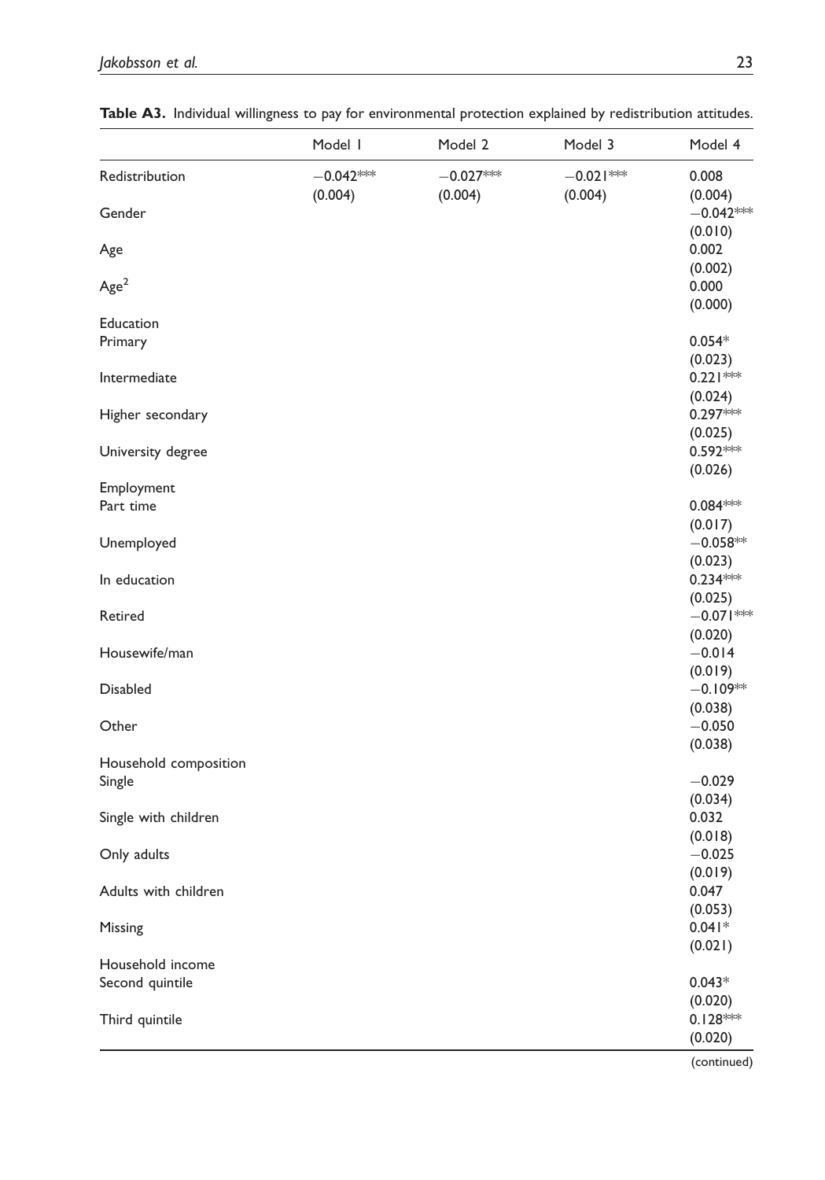**Table A3.** Individual willingness to pay for environmental protection explained by redistribution attitudes.

| | Model 1 | Model 2 | Model 3 | Model 4 |
|---|---|---|---|---|
| Redistribution | −0.042*** | −0.027*** | −0.021*** | 0.008 |
| | (0.004) | (0.004) | (0.004) | (0.004) |
| Gender | | | | −0.042*** |
| | | | | (0.010) |
| Age | | | | 0.002 |
| | | | | (0.002) |
| Age$^2$ | | | | 0.000 |
| | | | | (0.000) |
| Education | | | | |
| Primary | | | | 0.054* |
| | | | | (0.023) |
| Intermediate | | | | 0.221*** |
| | | | | (0.024) |
| Higher secondary | | | | 0.297*** |
| | | | | (0.025) |
| University degree | | | | 0.592*** |
| | | | | (0.026) |
| Employment | | | | |
| Part time | | | | 0.084*** |
| | | | | (0.017) |
| Unemployed | | | | −0.058** |
| | | | | (0.023) |
| In education | | | | 0.234*** |
| | | | | (0.025) |
| Retired | | | | −0.071*** |
| | | | | (0.020) |
| Housewife/man | | | | −0.014 |
| | | | | (0.019) |
| Disabled | | | | −0.109** |
| | | | | (0.038) |
| Other | | | | −0.050 |
| | | | | (0.038) |
| Household composition | | | | |
| Single | | | | −0.029 |
| | | | | (0.034) |
| Single with children | | | | 0.032 |
| | | | | (0.018) |
| Only adults | | | | −0.025 |
| | | | | (0.019) |
| Adults with children | | | | 0.047 |
| | | | | (0.053) |
| Missing | | | | 0.041* |
| | | | | (0.021) |
| Household income | | | | |
| Second quintile | | | | 0.043* |
| | | | | (0.020) |
| Third quintile | | | | 0.128*** |
| | | | | (0.020) |

(continued)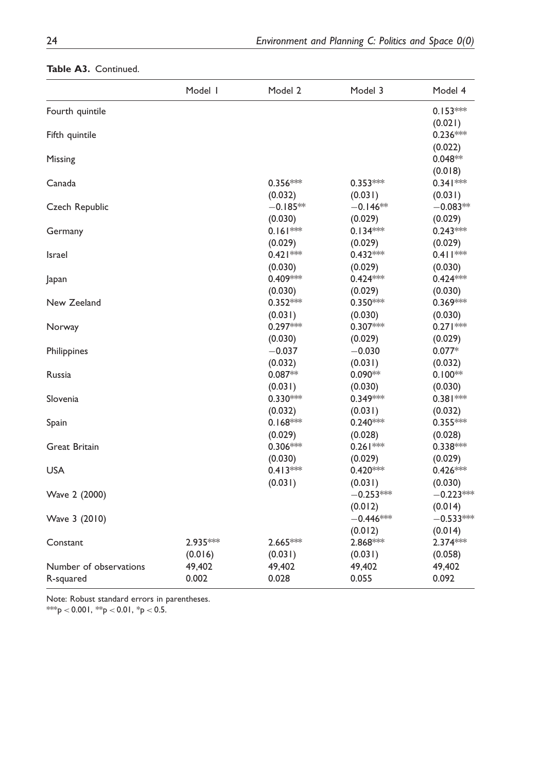**Table A3.** Continued.

| | Model 1 | Model 2 | Model 3 | Model 4 |
|---|---|---|---|---|
| Fourth quintile | | | | 0.153*** |
| | | | | (0.021) |
| Fifth quintile | | | | 0.236*** |
| | | | | (0.022) |
| Missing | | | | 0.048** |
| | | | | (0.018) |
| Canada | | 0.356*** | 0.353*** | 0.341*** |
| | | (0.032) | (0.031) | (0.031) |
| Czech Republic | | −0.185** | −0.146** | −0.083** |
| | | (0.030) | (0.029) | (0.029) |
| Germany | | 0.161*** | 0.134*** | 0.243*** |
| | | (0.029) | (0.029) | (0.029) |
| Israel | | 0.421*** | 0.432*** | 0.411*** |
| | | (0.030) | (0.029) | (0.030) |
| Japan | | 0.409*** | 0.424*** | 0.424*** |
| | | (0.030) | (0.029) | (0.030) |
| New Zeeland | | 0.352*** | 0.350*** | 0.369*** |
| | | (0.031) | (0.030) | (0.030) |
| Norway | | 0.297*** | 0.307*** | 0.271*** |
| | | (0.030) | (0.029) | (0.029) |
| Philippines | | −0.037 | −0.030 | 0.077* |
| | | (0.032) | (0.031) | (0.032) |
| Russia | | 0.087** | 0.090** | 0.100** |
| | | (0.031) | (0.030) | (0.030) |
| Slovenia | | 0.330*** | 0.349*** | 0.381*** |
| | | (0.032) | (0.031) | (0.032) |
| Spain | | 0.168*** | 0.240*** | 0.355*** |
| | | (0.029) | (0.028) | (0.028) |
| Great Britain | | 0.306*** | 0.261*** | 0.338*** |
| | | (0.030) | (0.029) | (0.029) |
| USA | | 0.413*** | 0.420*** | 0.426*** |
| | | (0.031) | (0.031) | (0.030) |
| Wave 2 (2000) | | | −0.253*** | −0.223*** |
| | | | (0.012) | (0.014) |
| Wave 3 (2010) | | | −0.446*** | −0.533*** |
| | | | (0.012) | (0.014) |
| Constant | 2.935*** | 2.665*** | 2.868*** | 2.374*** |
| | (0.016) | (0.031) | (0.031) | (0.058) |
| Number of observations | 49,402 | 49,402 | 49,402 | 49,402 |
| R-squared | 0.002 | 0.028 | 0.055 | 0.092 |

Note: Robust standard errors in parentheses.
***$p < 0.001$, **$p < 0.01$, *$p < 0.5$.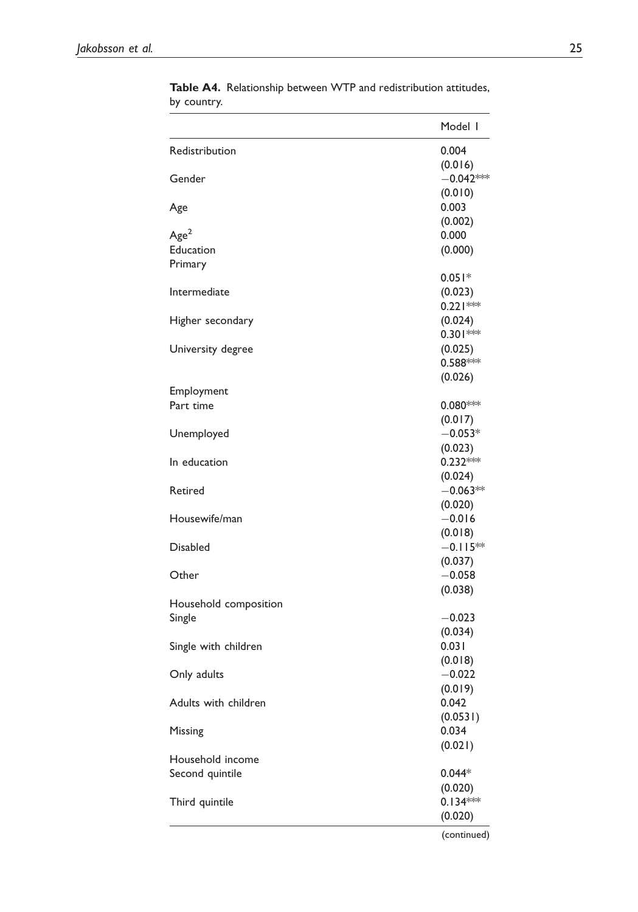**Table A4.** Relationship between WTP and redistribution attitudes, by country.

| | Model 1 |
|---|---|
| Redistribution | 0.004 |
| | (0.016) |
| Gender | −0.042*** |
| | (0.010) |
| Age | 0.003 |
| | (0.002) |
| Age$^2$ | 0.000 |
| | (0.000) |
| Education | |
| Primary | 0.051* |
| | (0.023) |
| Intermediate | 0.221*** |
| | (0.024) |
| Higher secondary | 0.301*** |
| | (0.025) |
| University degree | 0.588*** |
| | (0.026) |
| Employment | |
| Part time | 0.080*** |
| | (0.017) |
| Unemployed | −0.053* |
| | (0.023) |
| In education | 0.232*** |
| | (0.024) |
| Retired | −0.063** |
| | (0.020) |
| Housewife/man | −0.016 |
| | (0.018) |
| Disabled | −0.115** |
| | (0.037) |
| Other | −0.058 |
| | (0.038) |
| Household composition | |
| Single | −0.023 |
| | (0.034) |
| Single with children | 0.031 |
| | (0.018) |
| Only adults | −0.022 |
| | (0.019) |
| Adults with children | 0.042 |
| | (0.0531) |
| Missing | 0.034 |
| | (0.021) |
| Household income | |
| Second quintile | 0.044* |
| | (0.020) |
| Third quintile | 0.134*** |
| | (0.020) |

(continued)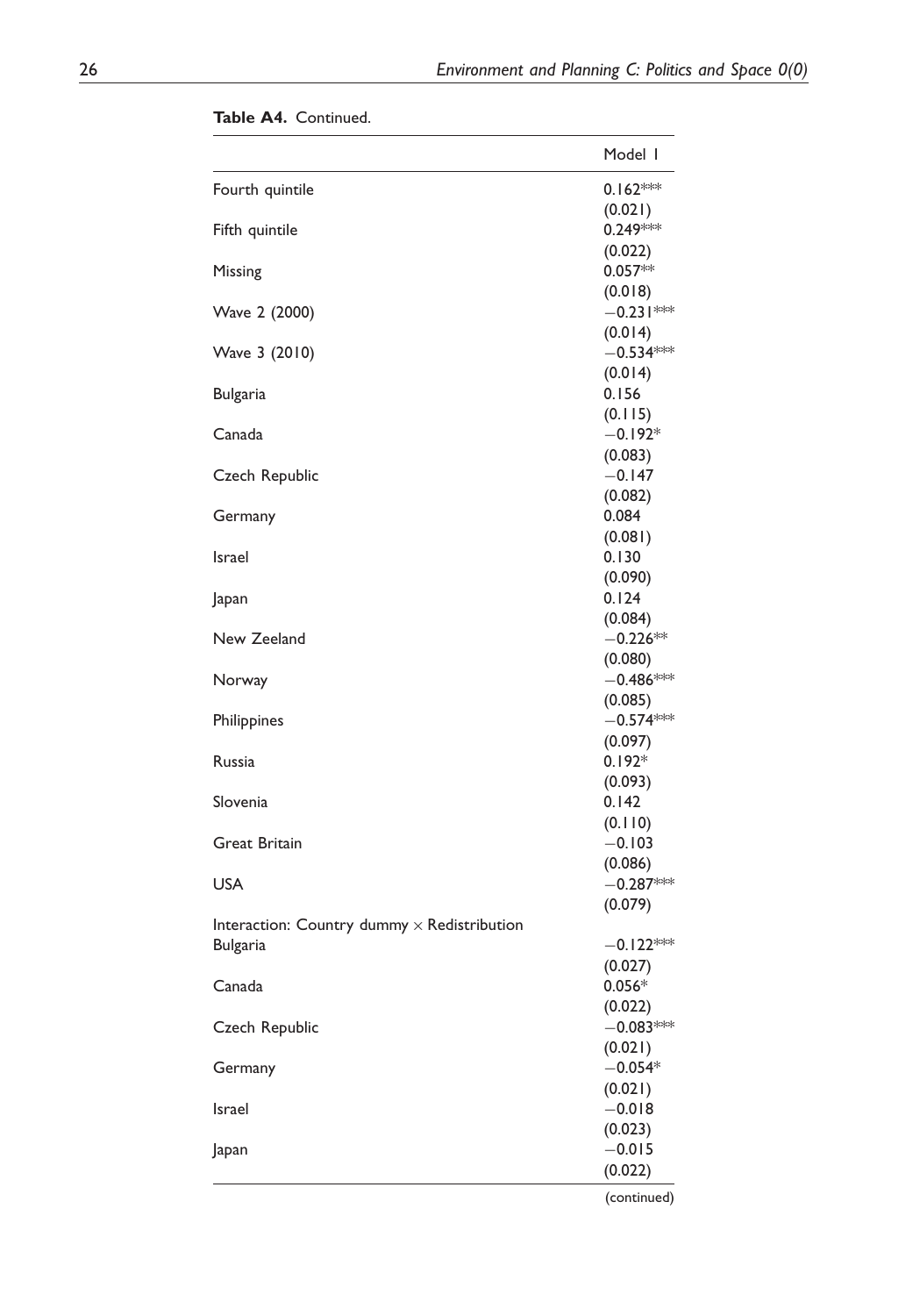**Table A4.** Continued.

| | Model 1 |
|---|---|
| Fourth quintile | 0.162*** |
| | (0.021) |
| Fifth quintile | 0.249*** |
| | (0.022) |
| Missing | 0.057** |
| | (0.018) |
| Wave 2 (2000) | −0.231*** |
| | (0.014) |
| Wave 3 (2010) | −0.534*** |
| | (0.014) |
| Bulgaria | 0.156 |
| | (0.115) |
| Canada | −0.192* |
| | (0.083) |
| Czech Republic | −0.147 |
| | (0.082) |
| Germany | 0.084 |
| | (0.081) |
| Israel | 0.130 |
| | (0.090) |
| Japan | 0.124 |
| | (0.084) |
| New Zeeland | −0.226** |
| | (0.080) |
| Norway | −0.486*** |
| | (0.085) |
| Philippines | −0.574*** |
| | (0.097) |
| Russia | 0.192* |
| | (0.093) |
| Slovenia | 0.142 |
| | (0.110) |
| Great Britain | −0.103 |
| | (0.086) |
| USA | −0.287*** |
| | (0.079) |
| Interaction: Country dummy × Redistribution | |
| Bulgaria | −0.122*** |
| | (0.027) |
| Canada | 0.056* |
| | (0.022) |
| Czech Republic | −0.083*** |
| | (0.021) |
| Germany | −0.054* |
| | (0.021) |
| Israel | −0.018 |
| | (0.023) |
| Japan | −0.015 |
| | (0.022) |

(continued)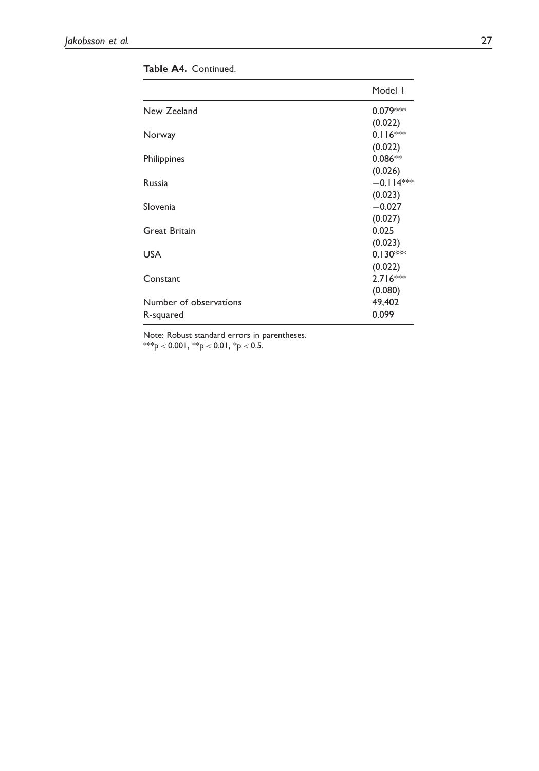**Table A4.** Continued.

| | Model 1 |
|---|---|
| New Zeeland | 0.079*** |
| | (0.022) |
| Norway | 0.116*** |
| | (0.022) |
| Philippines | 0.086** |
| | (0.026) |
| Russia | −0.114*** |
| | (0.023) |
| Slovenia | −0.027 |
| | (0.027) |
| Great Britain | 0.025 |
| | (0.023) |
| USA | 0.130*** |
| | (0.022) |
| Constant | 2.716*** |
| | (0.080) |
| Number of observations | 49,402 |
| R-squared | 0.099 |

Note: Robust standard errors in parentheses.
***$p < 0.001$, **$p < 0.01$, *$p < 0.5$.